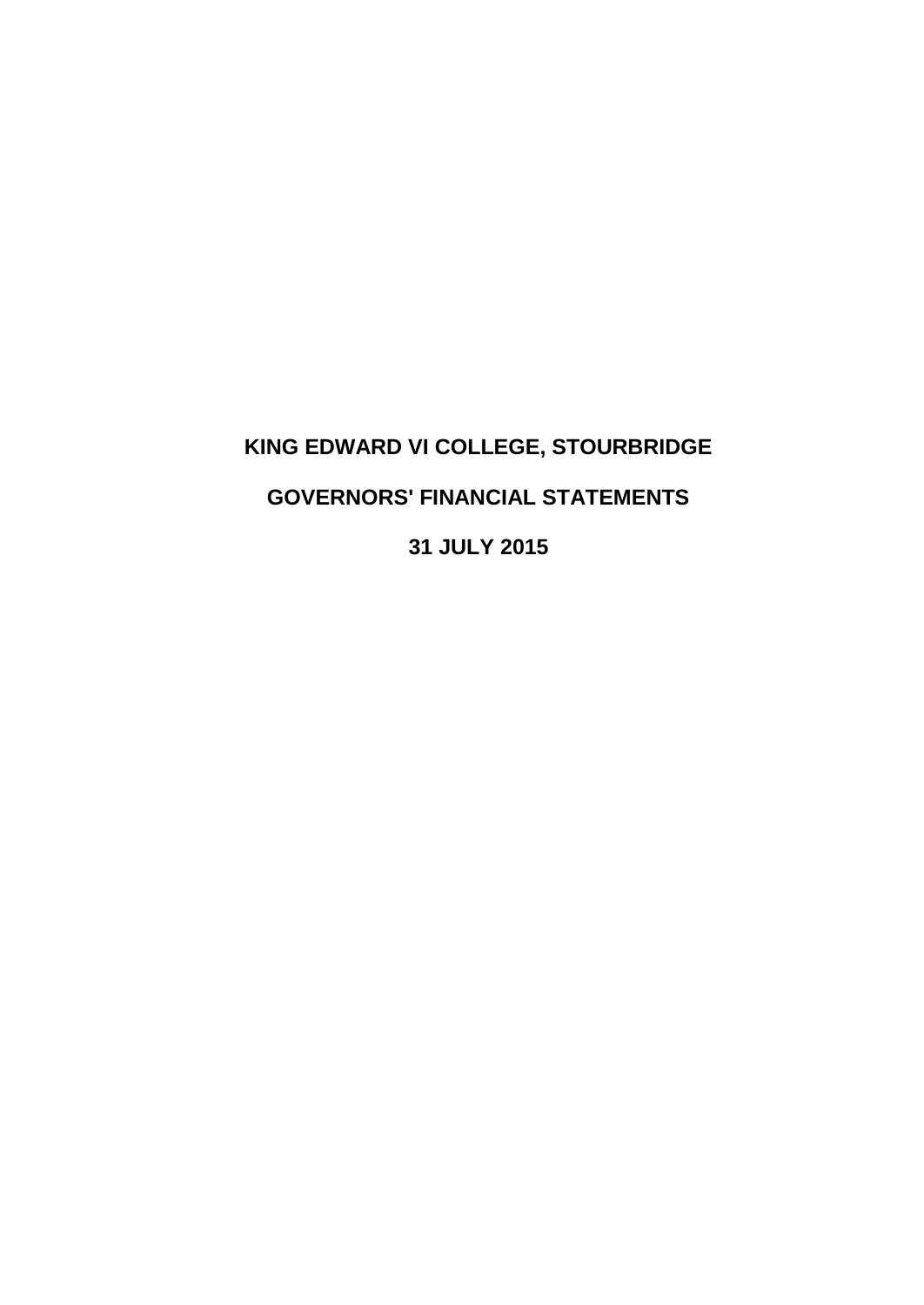# KING EDWARD VI COLLEGE, STOURBRIDGE

## GOVERNORS' FINANCIAL STATEMENTS

## 31 JULY 2015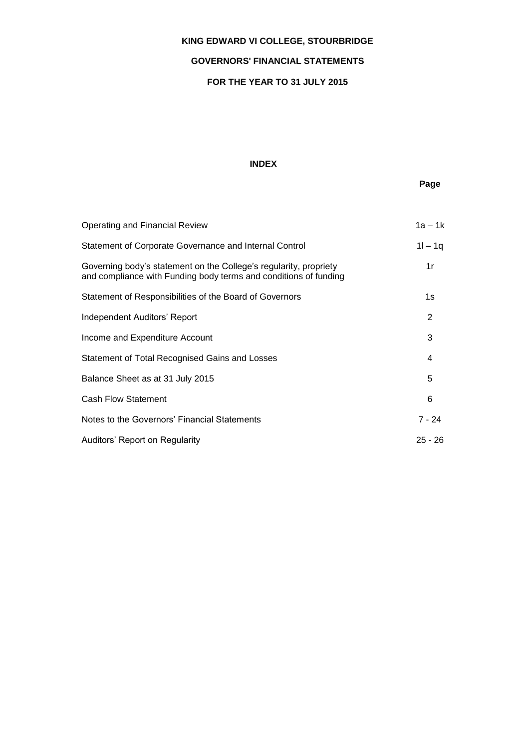# KING EDWARD VI COLLEGE, STOURBRIDGE

## GOVERNORS' FINANCIAL STATEMENTS

## FOR THE YEAR TO 31 JULY 2015

### INDEX

| | Page |
|---|---|
| Operating and Financial Review | 1a – 1k |
| Statement of Corporate Governance and Internal Control | 1l – 1q |
| Governing body's statement on the College's regularity, propriety and compliance with Funding body terms and conditions of funding | 1r |
| Statement of Responsibilities of the Board of Governors | 1s |
| Independent Auditors' Report | 2 |
| Income and Expenditure Account | 3 |
| Statement of Total Recognised Gains and Losses | 4 |
| Balance Sheet as at 31 July 2015 | 5 |
| Cash Flow Statement | 6 |
| Notes to the Governors' Financial Statements | 7 - 24 |
| Auditors' Report on Regularity | 25 - 26 |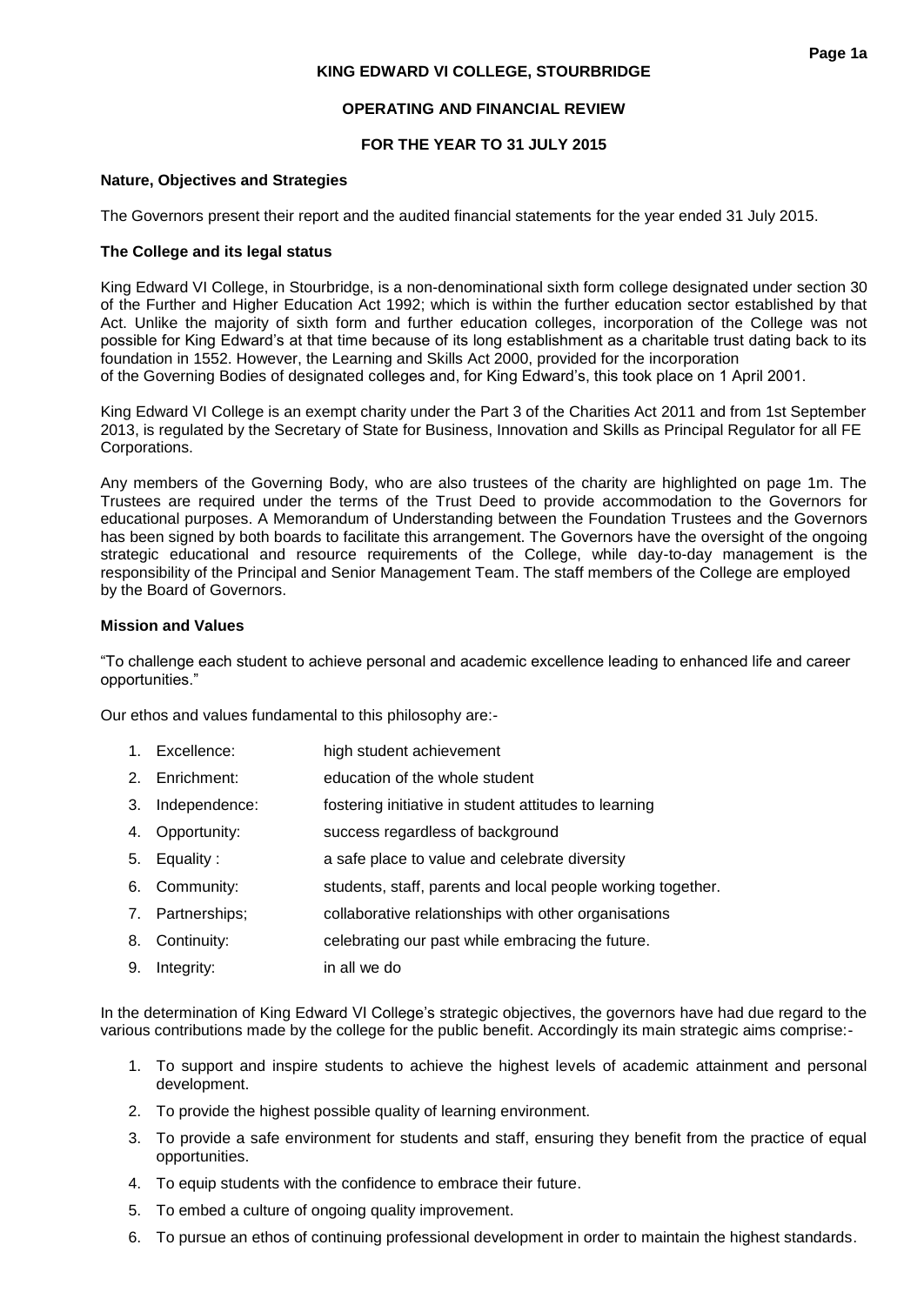# KING EDWARD VI COLLEGE, STOURBRIDGE

## OPERATING AND FINANCIAL REVIEW

## FOR THE YEAR TO 31 JULY 2015

### Nature, Objectives and Strategies

The Governors present their report and the audited financial statements for the year ended 31 July 2015.

### The College and its legal status

King Edward VI College, in Stourbridge, is a non-denominational sixth form college designated under section 30 of the Further and Higher Education Act 1992; which is within the further education sector established by that Act. Unlike the majority of sixth form and further education colleges, incorporation of the College was not possible for King Edward's at that time because of its long establishment as a charitable trust dating back to its foundation in 1552. However, the Learning and Skills Act 2000, provided for the incorporation of the Governing Bodies of designated colleges and, for King Edward's, this took place on 1 April 2001.

King Edward VI College is an exempt charity under the Part 3 of the Charities Act 2011 and from 1st September 2013, is regulated by the Secretary of State for Business, Innovation and Skills as Principal Regulator for all FE Corporations.

Any members of the Governing Body, who are also trustees of the charity are highlighted on page 1m. The Trustees are required under the terms of the Trust Deed to provide accommodation to the Governors for educational purposes. A Memorandum of Understanding between the Foundation Trustees and the Governors has been signed by both boards to facilitate this arrangement. The Governors have the oversight of the ongoing strategic educational and resource requirements of the College, while day-to-day management is the responsibility of the Principal and Senior Management Team. The staff members of the College are employed by the Board of Governors.

### Mission and Values

"To challenge each student to achieve personal and academic excellence leading to enhanced life and career opportunities."

Our ethos and values fundamental to this philosophy are:-

1. Excellence: high student achievement
2. Enrichment: education of the whole student
3. Independence: fostering initiative in student attitudes to learning
4. Opportunity: success regardless of background
5. Equality : a safe place to value and celebrate diversity
6. Community: students, staff, parents and local people working together.
7. Partnerships; collaborative relationships with other organisations
8. Continuity: celebrating our past while embracing the future.
9. Integrity: in all we do

In the determination of King Edward VI College's strategic objectives, the governors have had due regard to the various contributions made by the college for the public benefit. Accordingly its main strategic aims comprise:-

1. To support and inspire students to achieve the highest levels of academic attainment and personal development.
2. To provide the highest possible quality of learning environment.
3. To provide a safe environment for students and staff, ensuring they benefit from the practice of equal opportunities.
4. To equip students with the confidence to embrace their future.
5. To embed a culture of ongoing quality improvement.
6. To pursue an ethos of continuing professional development in order to maintain the highest standards.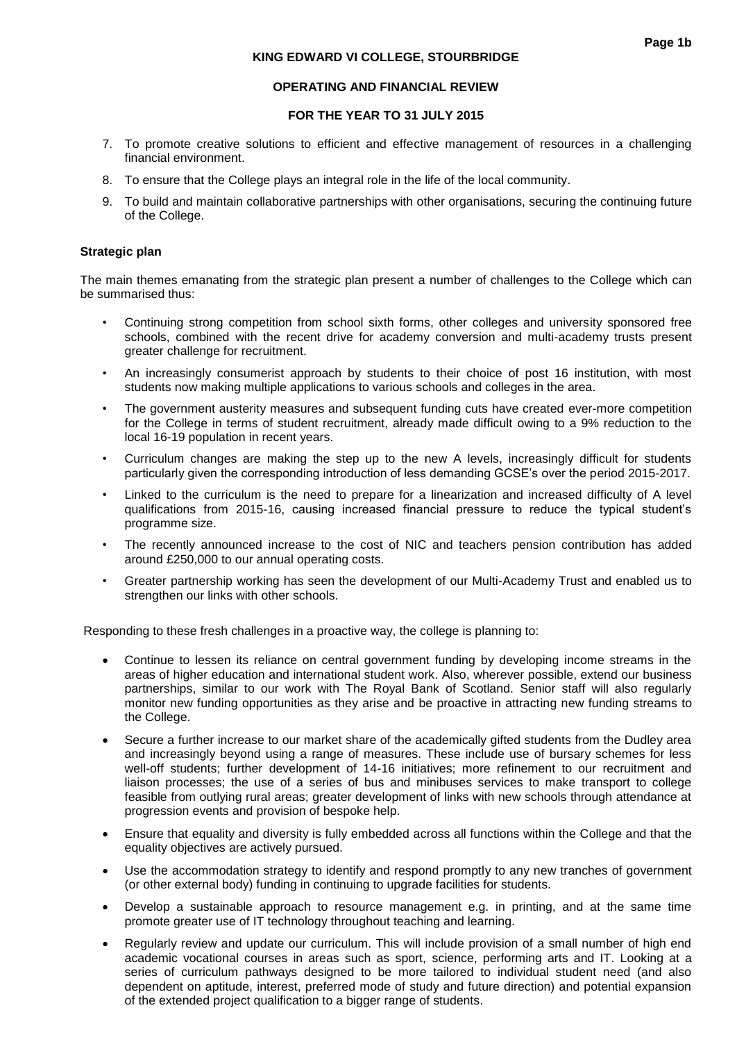7. To promote creative solutions to efficient and effective management of resources in a challenging financial environment.
8. To ensure that the College plays an integral role in the life of the local community.
9. To build and maintain collaborative partnerships with other organisations, securing the continuing future of the College.

**Strategic plan**

The main themes emanating from the strategic plan present a number of challenges to the College which can be summarised thus:

- Continuing strong competition from school sixth forms, other colleges and university sponsored free schools, combined with the recent drive for academy conversion and multi-academy trusts present greater challenge for recruitment.
- An increasingly consumerist approach by students to their choice of post 16 institution, with most students now making multiple applications to various schools and colleges in the area.
- The government austerity measures and subsequent funding cuts have created ever-more competition for the College in terms of student recruitment, already made difficult owing to a 9% reduction to the local 16-19 population in recent years.
- Curriculum changes are making the step up to the new A levels, increasingly difficult for students particularly given the corresponding introduction of less demanding GCSE's over the period 2015-2017.
- Linked to the curriculum is the need to prepare for a linearization and increased difficulty of A level qualifications from 2015-16, causing increased financial pressure to reduce the typical student's programme size.
- The recently announced increase to the cost of NIC and teachers pension contribution has added around £250,000 to our annual operating costs.
- Greater partnership working has seen the development of our Multi-Academy Trust and enabled us to strengthen our links with other schools.

Responding to these fresh challenges in a proactive way, the college is planning to:

- Continue to lessen its reliance on central government funding by developing income streams in the areas of higher education and international student work. Also, wherever possible, extend our business partnerships, similar to our work with The Royal Bank of Scotland. Senior staff will also regularly monitor new funding opportunities as they arise and be proactive in attracting new funding streams to the College.
- Secure a further increase to our market share of the academically gifted students from the Dudley area and increasingly beyond using a range of measures. These include use of bursary schemes for less well-off students; further development of 14-16 initiatives; more refinement to our recruitment and liaison processes; the use of a series of bus and minibuses services to make transport to college feasible from outlying rural areas; greater development of links with new schools through attendance at progression events and provision of bespoke help.
- Ensure that equality and diversity is fully embedded across all functions within the College and that the equality objectives are actively pursued.
- Use the accommodation strategy to identify and respond promptly to any new tranches of government (or other external body) funding in continuing to upgrade facilities for students.
- Develop a sustainable approach to resource management e.g. in printing, and at the same time promote greater use of IT technology throughout teaching and learning.
- Regularly review and update our curriculum. This will include provision of a small number of high end academic vocational courses in areas such as sport, science, performing arts and IT. Looking at a series of curriculum pathways designed to be more tailored to individual student need (and also dependent on aptitude, interest, preferred mode of study and future direction) and potential expansion of the extended project qualification to a bigger range of students.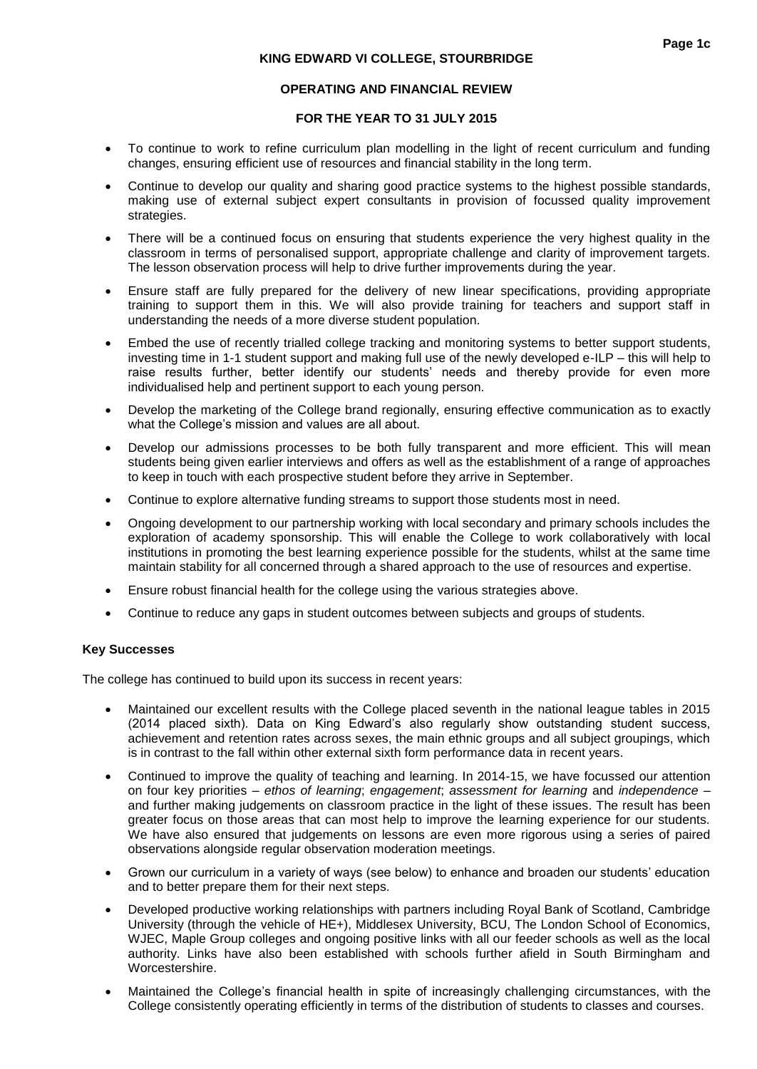- To continue to work to refine curriculum plan modelling in the light of recent curriculum and funding changes, ensuring efficient use of resources and financial stability in the long term.
- Continue to develop our quality and sharing good practice systems to the highest possible standards, making use of external subject expert consultants in provision of focussed quality improvement strategies.
- There will be a continued focus on ensuring that students experience the very highest quality in the classroom in terms of personalised support, appropriate challenge and clarity of improvement targets. The lesson observation process will help to drive further improvements during the year.
- Ensure staff are fully prepared for the delivery of new linear specifications, providing appropriate training to support them in this. We will also provide training for teachers and support staff in understanding the needs of a more diverse student population.
- Embed the use of recently trialled college tracking and monitoring systems to better support students, investing time in 1-1 student support and making full use of the newly developed e-ILP – this will help to raise results further, better identify our students' needs and thereby provide for even more individualised help and pertinent support to each young person.
- Develop the marketing of the College brand regionally, ensuring effective communication as to exactly what the College's mission and values are all about.
- Develop our admissions processes to be both fully transparent and more efficient. This will mean students being given earlier interviews and offers as well as the establishment of a range of approaches to keep in touch with each prospective student before they arrive in September.
- Continue to explore alternative funding streams to support those students most in need.
- Ongoing development to our partnership working with local secondary and primary schools includes the exploration of academy sponsorship. This will enable the College to work collaboratively with local institutions in promoting the best learning experience possible for the students, whilst at the same time maintain stability for all concerned through a shared approach to the use of resources and expertise.
- Ensure robust financial health for the college using the various strategies above.
- Continue to reduce any gaps in student outcomes between subjects and groups of students.

**Key Successes**

The college has continued to build upon its success in recent years:

- Maintained our excellent results with the College placed seventh in the national league tables in 2015 (2014 placed sixth). Data on King Edward's also regularly show outstanding student success, achievement and retention rates across sexes, the main ethnic groups and all subject groupings, which is in contrast to the fall within other external sixth form performance data in recent years.
- Continued to improve the quality of teaching and learning. In 2014-15, we have focussed our attention on four key priorities – *ethos of learning*; *engagement*; *assessment for learning* and *independence* – and further making judgements on classroom practice in the light of these issues. The result has been greater focus on those areas that can most help to improve the learning experience for our students. We have also ensured that judgements on lessons are even more rigorous using a series of paired observations alongside regular observation moderation meetings.
- Grown our curriculum in a variety of ways (see below) to enhance and broaden our students' education and to better prepare them for their next steps.
- Developed productive working relationships with partners including Royal Bank of Scotland, Cambridge University (through the vehicle of HE+), Middlesex University, BCU, The London School of Economics, WJEC, Maple Group colleges and ongoing positive links with all our feeder schools as well as the local authority. Links have also been established with schools further afield in South Birmingham and Worcestershire.
- Maintained the College's financial health in spite of increasingly challenging circumstances, with the College consistently operating efficiently in terms of the distribution of students to classes and courses.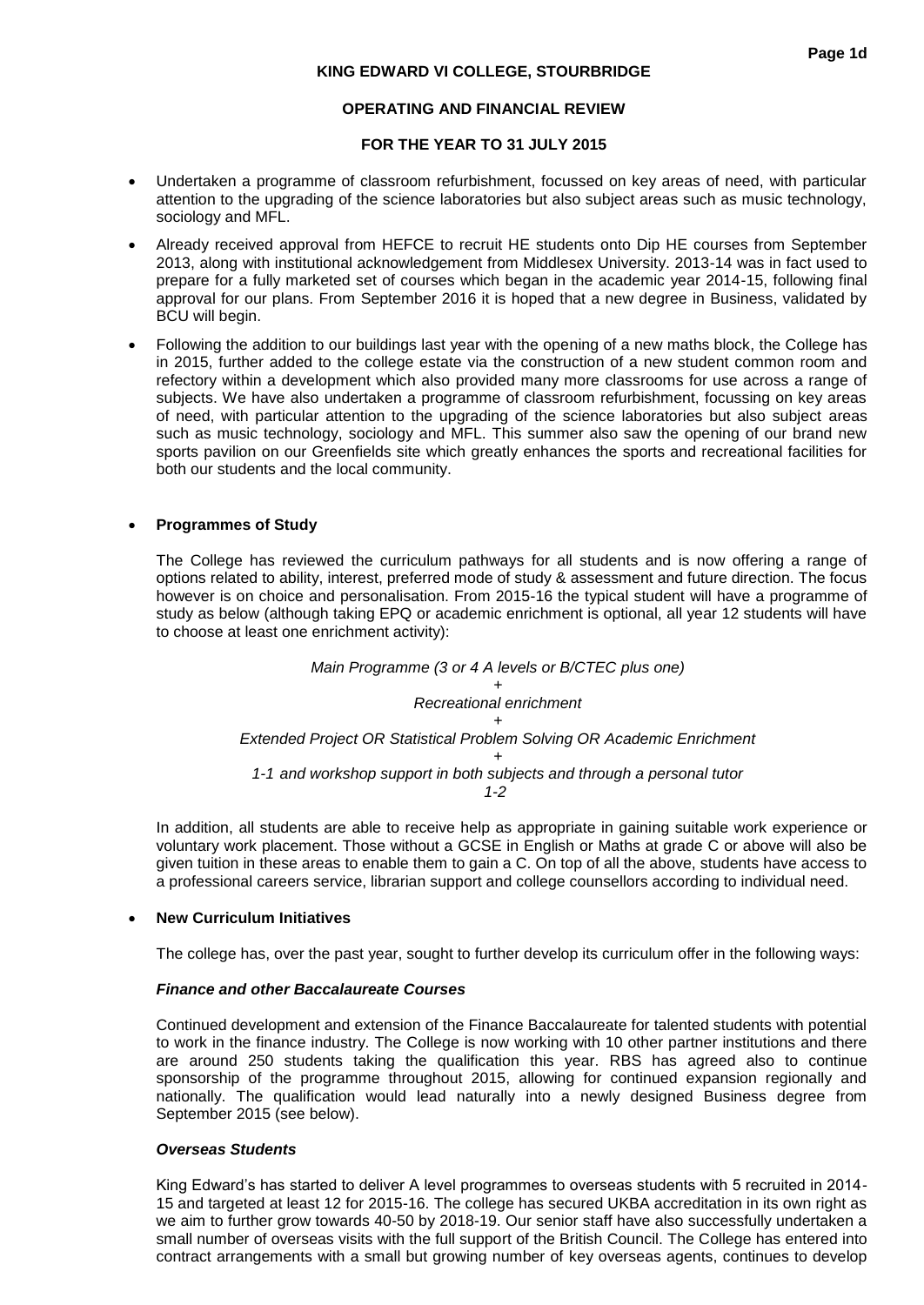- Undertaken a programme of classroom refurbishment, focussed on key areas of need, with particular attention to the upgrading of the science laboratories but also subject areas such as music technology, sociology and MFL.
- Already received approval from HEFCE to recruit HE students onto Dip HE courses from September 2013, along with institutional acknowledgement from Middlesex University. 2013-14 was in fact used to prepare for a fully marketed set of courses which began in the academic year 2014-15, following final approval for our plans. From September 2016 it is hoped that a new degree in Business, validated by BCU will begin.
- Following the addition to our buildings last year with the opening of a new maths block, the College has in 2015, further added to the college estate via the construction of a new student common room and refectory within a development which also provided many more classrooms for use across a range of subjects. We have also undertaken a programme of classroom refurbishment, focussing on key areas of need, with particular attention to the upgrading of the science laboratories but also subject areas such as music technology, sociology and MFL. This summer also saw the opening of our brand new sports pavilion on our Greenfields site which greatly enhances the sports and recreational facilities for both our students and the local community.

- **Programmes of Study**

  The College has reviewed the curriculum pathways for all students and is now offering a range of options related to ability, interest, preferred mode of study & assessment and future direction. The focus however is on choice and personalisation. From 2015-16 the typical student will have a programme of study as below (although taking EPQ or academic enrichment is optional, all year 12 students will have to choose at least one enrichment activity):

  *Main Programme (3 or 4 A levels or B/CTEC plus one)*
  *+*
  *Recreational enrichment*
  *+*
  *Extended Project OR Statistical Problem Solving OR Academic Enrichment*
  *+*
  *1-1 and workshop support in both subjects and through a personal tutor*
  *1-2*

  In addition, all students are able to receive help as appropriate in gaining suitable work experience or voluntary work placement. Those without a GCSE in English or Maths at grade C or above will also be given tuition in these areas to enable them to gain a C. On top of all the above, students have access to a professional careers service, librarian support and college counsellors according to individual need.

- **New Curriculum Initiatives**

  The college has, over the past year, sought to further develop its curriculum offer in the following ways:

  ***Finance and other Baccalaureate Courses***

  Continued development and extension of the Finance Baccalaureate for talented students with potential to work in the finance industry. The College is now working with 10 other partner institutions and there are around 250 students taking the qualification this year. RBS has agreed also to continue sponsorship of the programme throughout 2015, allowing for continued expansion regionally and nationally. The qualification would lead naturally into a newly designed Business degree from September 2015 (see below).

  ***Overseas Students***

  King Edward's has started to deliver A level programmes to overseas students with 5 recruited in 2014-15 and targeted at least 12 for 2015-16. The college has secured UKBA accreditation in its own right as we aim to further grow towards 40-50 by 2018-19. Our senior staff have also successfully undertaken a small number of overseas visits with the full support of the British Council. The College has entered into contract arrangements with a small but growing number of key overseas agents, continues to develop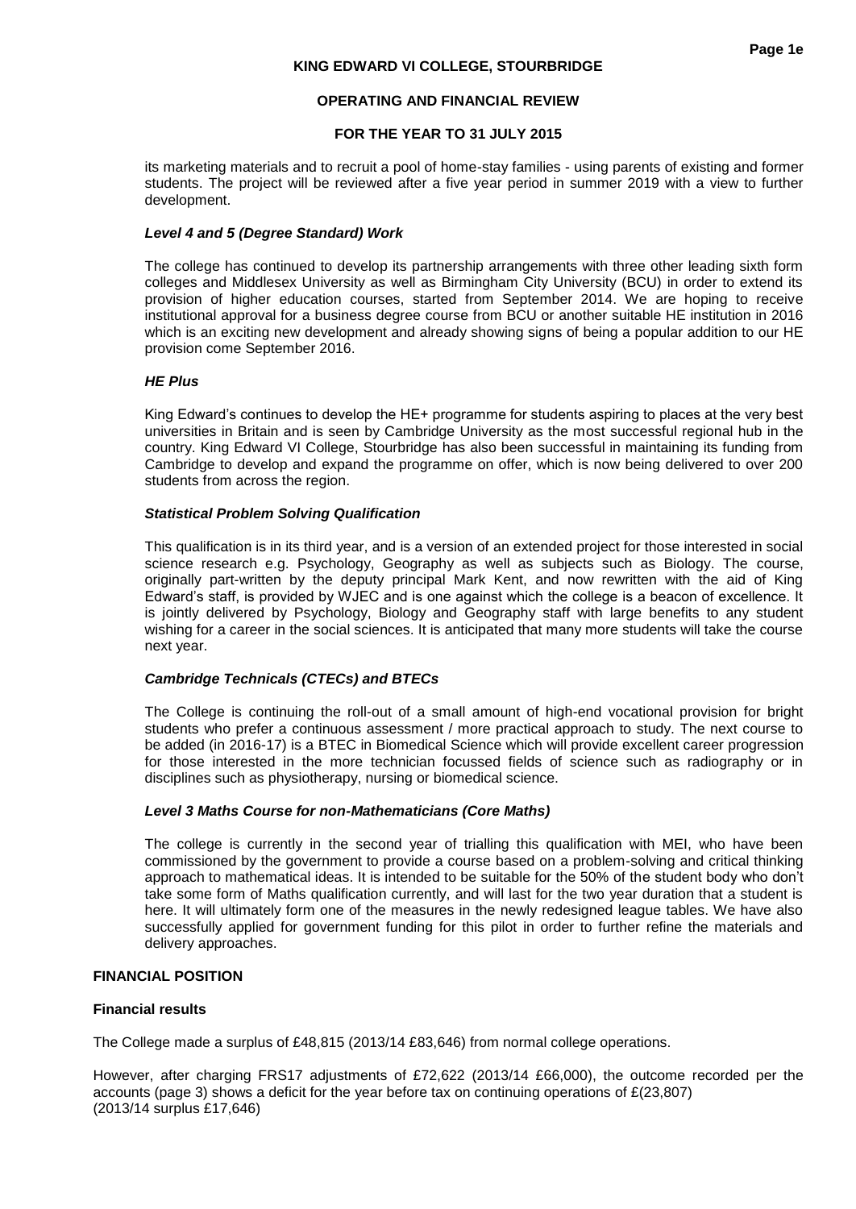its marketing materials and to recruit a pool of home-stay families - using parents of existing and former students. The project will be reviewed after a five year period in summer 2019 with a view to further development.

### *Level 4 and 5 (Degree Standard) Work*

The college has continued to develop its partnership arrangements with three other leading sixth form colleges and Middlesex University as well as Birmingham City University (BCU) in order to extend its provision of higher education courses, started from September 2014. We are hoping to receive institutional approval for a business degree course from BCU or another suitable HE institution in 2016 which is an exciting new development and already showing signs of being a popular addition to our HE provision come September 2016.

### *HE Plus*

King Edward's continues to develop the HE+ programme for students aspiring to places at the very best universities in Britain and is seen by Cambridge University as the most successful regional hub in the country. King Edward VI College, Stourbridge has also been successful in maintaining its funding from Cambridge to develop and expand the programme on offer, which is now being delivered to over 200 students from across the region.

### *Statistical Problem Solving Qualification*

This qualification is in its third year, and is a version of an extended project for those interested in social science research e.g. Psychology, Geography as well as subjects such as Biology. The course, originally part-written by the deputy principal Mark Kent, and now rewritten with the aid of King Edward's staff, is provided by WJEC and is one against which the college is a beacon of excellence. It is jointly delivered by Psychology, Biology and Geography staff with large benefits to any student wishing for a career in the social sciences. It is anticipated that many more students will take the course next year.

### *Cambridge Technicals (CTECs) and BTECs*

The College is continuing the roll-out of a small amount of high-end vocational provision for bright students who prefer a continuous assessment / more practical approach to study. The next course to be added (in 2016-17) is a BTEC in Biomedical Science which will provide excellent career progression for those interested in the more technician focussed fields of science such as radiography or in disciplines such as physiotherapy, nursing or biomedical science.

### *Level 3 Maths Course for non-Mathematicians (Core Maths)*

The college is currently in the second year of trialling this qualification with MEI, who have been commissioned by the government to provide a course based on a problem-solving and critical thinking approach to mathematical ideas. It is intended to be suitable for the 50% of the student body who don't take some form of Maths qualification currently, and will last for the two year duration that a student is here. It will ultimately form one of the measures in the newly redesigned league tables. We have also successfully applied for government funding for this pilot in order to further refine the materials and delivery approaches.

## FINANCIAL POSITION

### Financial results

The College made a surplus of £48,815 (2013/14 £83,646) from normal college operations.

However, after charging FRS17 adjustments of £72,622 (2013/14 £66,000), the outcome recorded per the accounts (page 3) shows a deficit for the year before tax on continuing operations of £(23,807) (2013/14 surplus £17,646)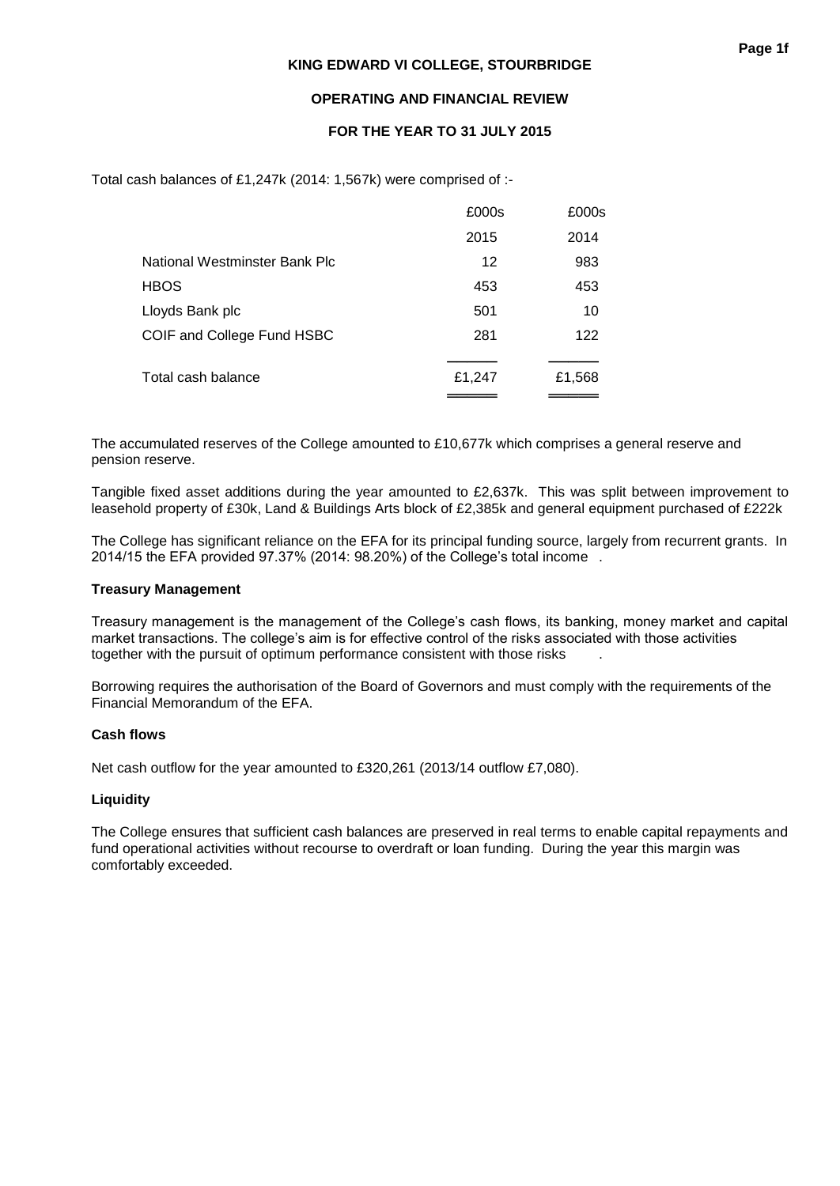Total cash balances of £1,247k (2014: 1,567k) were comprised of :-

| | £000s | £000s |
|---|---|---|
| | 2015 | 2014 |
| National Westminster Bank Plc | 12 | 983 |
| HBOS | 453 | 453 |
| Lloyds Bank plc | 501 | 10 |
| COIF and College Fund HSBC | 281 | 122 |
| Total cash balance | £1,247 | £1,568 |

The accumulated reserves of the College amounted to £10,677k which comprises a general reserve and pension reserve.

Tangible fixed asset additions during the year amounted to £2,637k. This was split between improvement to leasehold property of £30k, Land & Buildings Arts block of £2,385k and general equipment purchased of £222k

The College has significant reliance on the EFA for its principal funding source, largely from recurrent grants. In 2014/15 the EFA provided 97.37% (2014: 98.20%) of the College's total income .

**Treasury Management**

Treasury management is the management of the College's cash flows, its banking, money market and capital market transactions. The college's aim is for effective control of the risks associated with those activities together with the pursuit of optimum performance consistent with those risks .

Borrowing requires the authorisation of the Board of Governors and must comply with the requirements of the Financial Memorandum of the EFA.

**Cash flows**

Net cash outflow for the year amounted to £320,261 (2013/14 outflow £7,080).

**Liquidity**

The College ensures that sufficient cash balances are preserved in real terms to enable capital repayments and fund operational activities without recourse to overdraft or loan funding. During the year this margin was comfortably exceeded.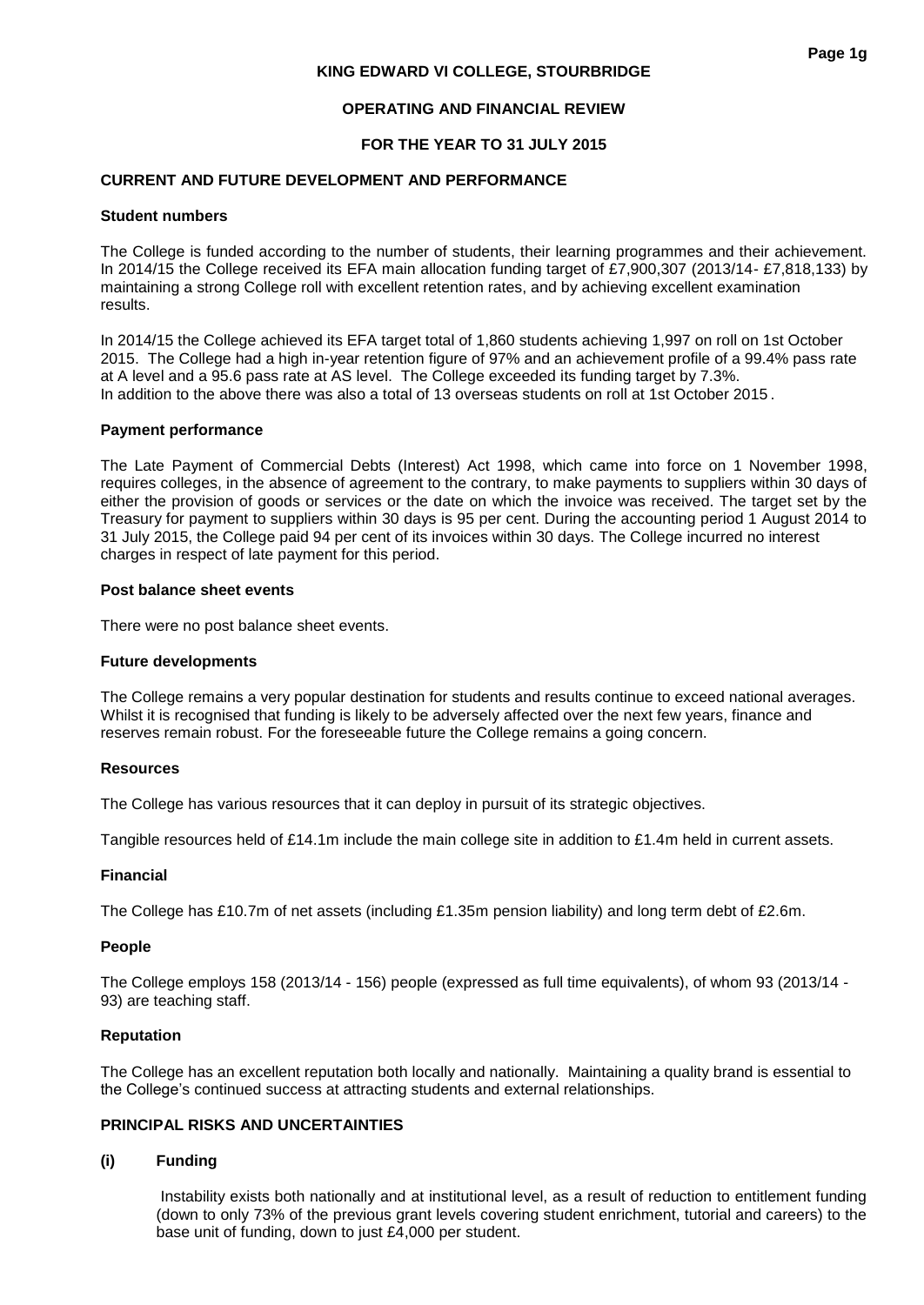**KING EDWARD VI COLLEGE, STOURBRIDGE**

**OPERATING AND FINANCIAL REVIEW**

**FOR THE YEAR TO 31 JULY 2015**

## CURRENT AND FUTURE DEVELOPMENT AND PERFORMANCE

### Student numbers

The College is funded according to the number of students, their learning programmes and their achievement. In 2014/15 the College received its EFA main allocation funding target of £7,900,307 (2013/14- £7,818,133) by maintaining a strong College roll with excellent retention rates, and by achieving excellent examination results.

In 2014/15 the College achieved its EFA target total of 1,860 students achieving 1,997 on roll on 1st October 2015. The College had a high in-year retention figure of 97% and an achievement profile of a 99.4% pass rate at A level and a 95.6 pass rate at AS level. The College exceeded its funding target by 7.3%.
In addition to the above there was also a total of 13 overseas students on roll at 1st October 2015.

### Payment performance

The Late Payment of Commercial Debts (Interest) Act 1998, which came into force on 1 November 1998, requires colleges, in the absence of agreement to the contrary, to make payments to suppliers within 30 days of either the provision of goods or services or the date on which the invoice was received. The target set by the Treasury for payment to suppliers within 30 days is 95 per cent. During the accounting period 1 August 2014 to 31 July 2015, the College paid 94 per cent of its invoices within 30 days. The College incurred no interest charges in respect of late payment for this period.

### Post balance sheet events

There were no post balance sheet events.

### Future developments

The College remains a very popular destination for students and results continue to exceed national averages. Whilst it is recognised that funding is likely to be adversely affected over the next few years, finance and reserves remain robust. For the foreseeable future the College remains a going concern.

### Resources

The College has various resources that it can deploy in pursuit of its strategic objectives.

Tangible resources held of £14.1m include the main college site in addition to £1.4m held in current assets.

### Financial

The College has £10.7m of net assets (including £1.35m pension liability) and long term debt of £2.6m.

### People

The College employs 158 (2013/14 - 156) people (expressed as full time equivalents), of whom 93 (2013/14 - 93) are teaching staff.

### Reputation

The College has an excellent reputation both locally and nationally. Maintaining a quality brand is essential to the College's continued success at attracting students and external relationships.

## PRINCIPAL RISKS AND UNCERTAINTIES

### (i) Funding

Instability exists both nationally and at institutional level, as a result of reduction to entitlement funding (down to only 73% of the previous grant levels covering student enrichment, tutorial and careers) to the base unit of funding, down to just £4,000 per student.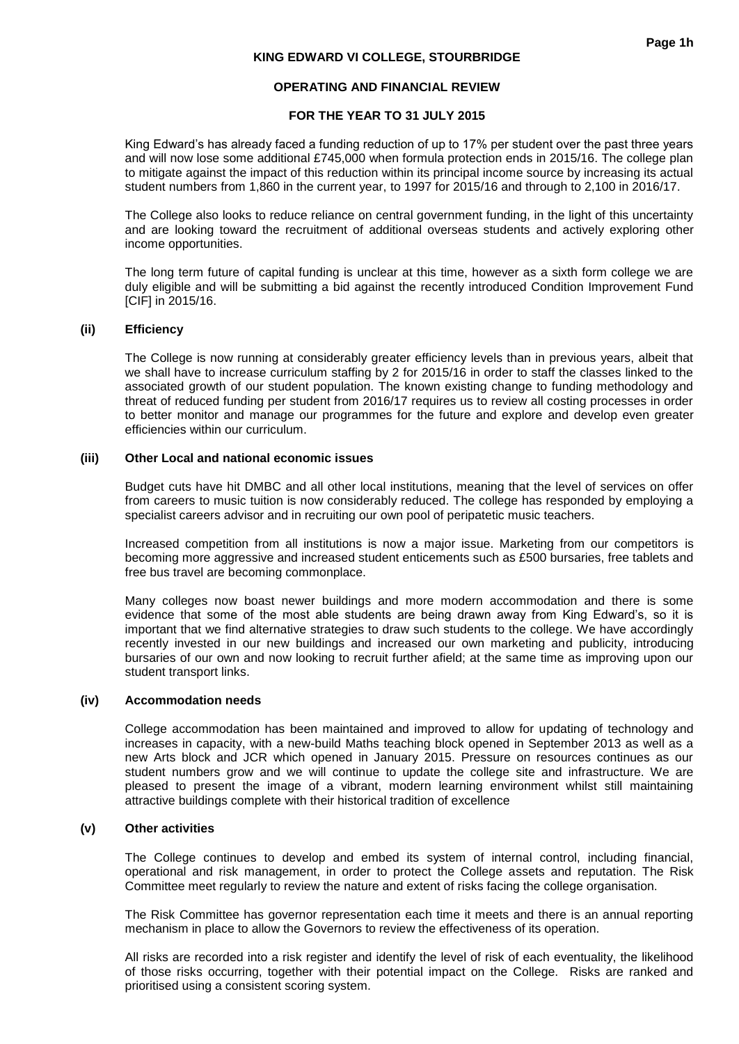King Edward's has already faced a funding reduction of up to 17% per student over the past three years and will now lose some additional £745,000 when formula protection ends in 2015/16. The college plan to mitigate against the impact of this reduction within its principal income source by increasing its actual student numbers from 1,860 in the current year, to 1997 for 2015/16 and through to 2,100 in 2016/17.

The College also looks to reduce reliance on central government funding, in the light of this uncertainty and are looking toward the recruitment of additional overseas students and actively exploring other income opportunities.

The long term future of capital funding is unclear at this time, however as a sixth form college we are duly eligible and will be submitting a bid against the recently introduced Condition Improvement Fund [CIF] in 2015/16.

### (ii) Efficiency

The College is now running at considerably greater efficiency levels than in previous years, albeit that we shall have to increase curriculum staffing by 2 for 2015/16 in order to staff the classes linked to the associated growth of our student population. The known existing change to funding methodology and threat of reduced funding per student from 2016/17 requires us to review all costing processes in order to better monitor and manage our programmes for the future and explore and develop even greater efficiencies within our curriculum.

### (iii) Other Local and national economic issues

Budget cuts have hit DMBC and all other local institutions, meaning that the level of services on offer from careers to music tuition is now considerably reduced. The college has responded by employing a specialist careers advisor and in recruiting our own pool of peripatetic music teachers.

Increased competition from all institutions is now a major issue. Marketing from our competitors is becoming more aggressive and increased student enticements such as £500 bursaries, free tablets and free bus travel are becoming commonplace.

Many colleges now boast newer buildings and more modern accommodation and there is some evidence that some of the most able students are being drawn away from King Edward's, so it is important that we find alternative strategies to draw such students to the college. We have accordingly recently invested in our new buildings and increased our own marketing and publicity, introducing bursaries of our own and now looking to recruit further afield; at the same time as improving upon our student transport links.

### (iv) Accommodation needs

College accommodation has been maintained and improved to allow for updating of technology and increases in capacity, with a new-build Maths teaching block opened in September 2013 as well as a new Arts block and JCR which opened in January 2015. Pressure on resources continues as our student numbers grow and we will continue to update the college site and infrastructure. We are pleased to present the image of a vibrant, modern learning environment whilst still maintaining attractive buildings complete with their historical tradition of excellence

### (v) Other activities

The College continues to develop and embed its system of internal control, including financial, operational and risk management, in order to protect the College assets and reputation. The Risk Committee meet regularly to review the nature and extent of risks facing the college organisation.

The Risk Committee has governor representation each time it meets and there is an annual reporting mechanism in place to allow the Governors to review the effectiveness of its operation.

All risks are recorded into a risk register and identify the level of risk of each eventuality, the likelihood of those risks occurring, together with their potential impact on the College. Risks are ranked and prioritised using a consistent scoring system.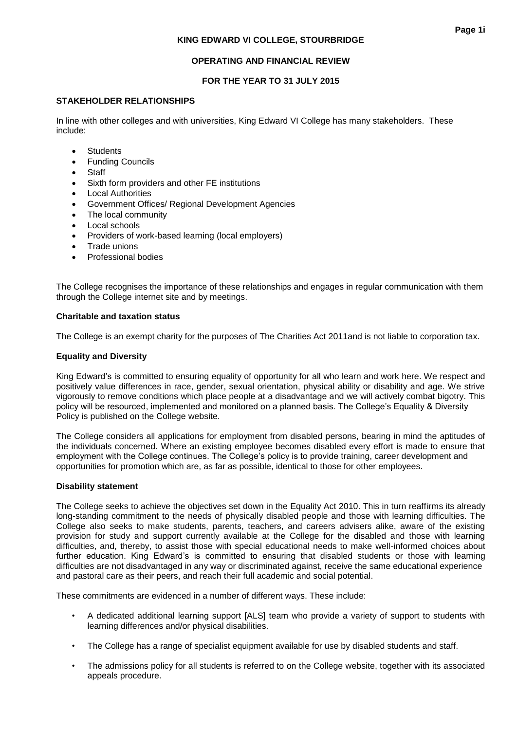# KING EDWARD VI COLLEGE, STOURBRIDGE

## OPERATING AND FINANCIAL REVIEW

## FOR THE YEAR TO 31 JULY 2015

### STAKEHOLDER RELATIONSHIPS

In line with other colleges and with universities, King Edward VI College has many stakeholders. These include:

- Students
- Funding Councils
- Staff
- Sixth form providers and other FE institutions
- Local Authorities
- Government Offices/ Regional Development Agencies
- The local community
- Local schools
- Providers of work-based learning (local employers)
- Trade unions
- Professional bodies

The College recognises the importance of these relationships and engages in regular communication with them through the College internet site and by meetings.

### Charitable and taxation status

The College is an exempt charity for the purposes of The Charities Act 2011and is not liable to corporation tax.

### Equality and Diversity

King Edward's is committed to ensuring equality of opportunity for all who learn and work here. We respect and positively value differences in race, gender, sexual orientation, physical ability or disability and age. We strive vigorously to remove conditions which place people at a disadvantage and we will actively combat bigotry. This policy will be resourced, implemented and monitored on a planned basis. The College's Equality & Diversity Policy is published on the College website.

The College considers all applications for employment from disabled persons, bearing in mind the aptitudes of the individuals concerned. Where an existing employee becomes disabled every effort is made to ensure that employment with the College continues. The College's policy is to provide training, career development and opportunities for promotion which are, as far as possible, identical to those for other employees.

### Disability statement

The College seeks to achieve the objectives set down in the Equality Act 2010. This in turn reaffirms its already long-standing commitment to the needs of physically disabled people and those with learning difficulties. The College also seeks to make students, parents, teachers, and careers advisers alike, aware of the existing provision for study and support currently available at the College for the disabled and those with learning difficulties, and, thereby, to assist those with special educational needs to make well-informed choices about further education. King Edward's is committed to ensuring that disabled students or those with learning difficulties are not disadvantaged in any way or discriminated against, receive the same educational experience and pastoral care as their peers, and reach their full academic and social potential.

These commitments are evidenced in a number of different ways. These include:

- A dedicated additional learning support [ALS] team who provide a variety of support to students with learning differences and/or physical disabilities.
- The College has a range of specialist equipment available for use by disabled students and staff.
- The admissions policy for all students is referred to on the College website, together with its associated appeals procedure.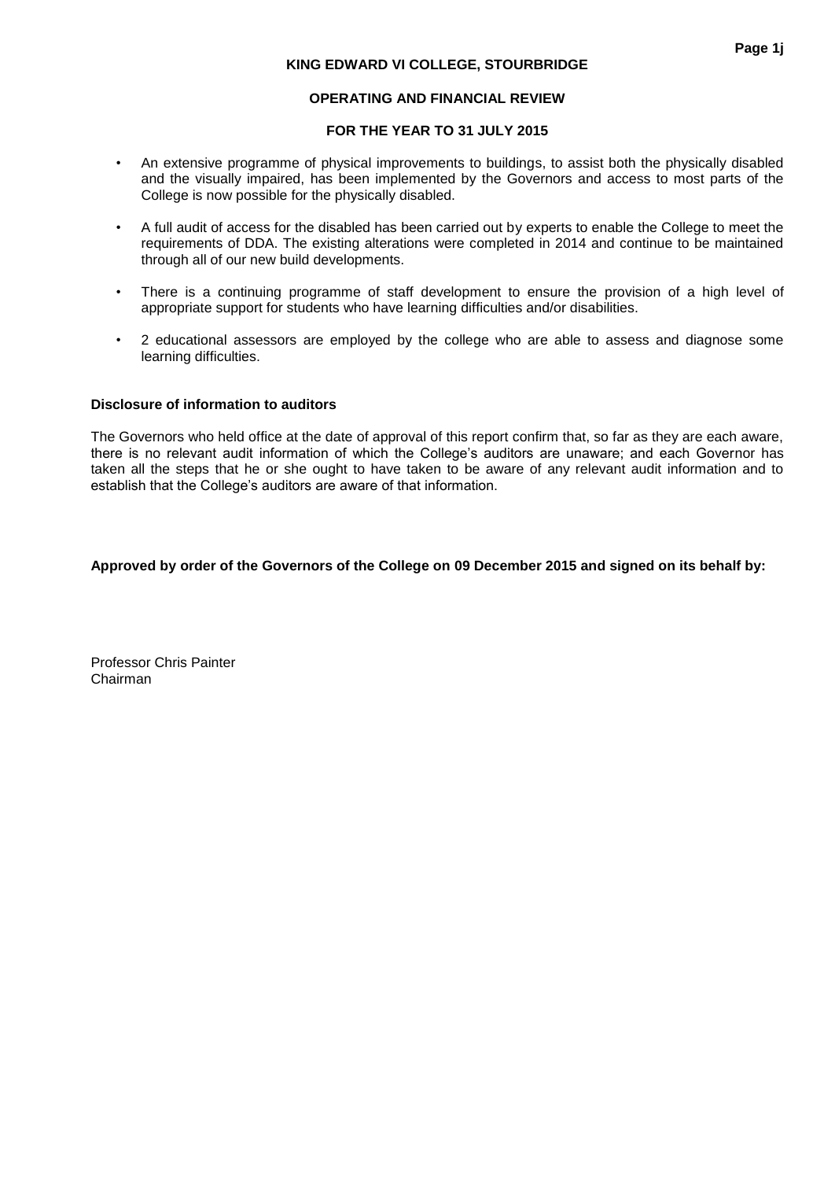- An extensive programme of physical improvements to buildings, to assist both the physically disabled and the visually impaired, has been implemented by the Governors and access to most parts of the College is now possible for the physically disabled.
- A full audit of access for the disabled has been carried out by experts to enable the College to meet the requirements of DDA. The existing alterations were completed in 2014 and continue to be maintained through all of our new build developments.
- There is a continuing programme of staff development to ensure the provision of a high level of appropriate support for students who have learning difficulties and/or disabilities.
- 2 educational assessors are employed by the college who are able to assess and diagnose some learning difficulties.

### Disclosure of information to auditors

The Governors who held office at the date of approval of this report confirm that, so far as they are each aware, there is no relevant audit information of which the College's auditors are unaware; and each Governor has taken all the steps that he or she ought to have taken to be aware of any relevant audit information and to establish that the College's auditors are aware of that information.

**Approved by order of the Governors of the College on 09 December 2015 and signed on its behalf by:**

Professor Chris Painter
Chairman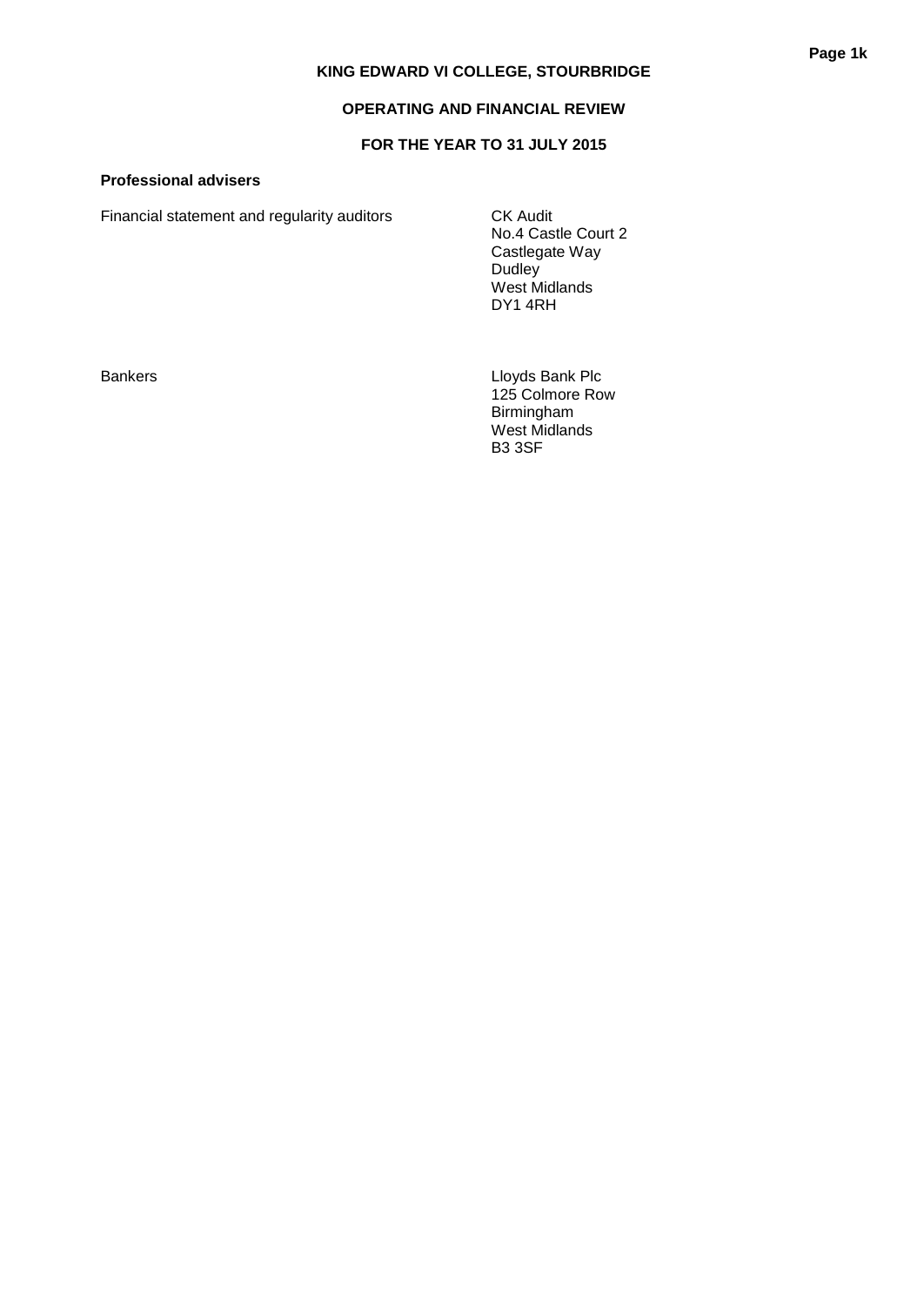## Professional advisers

| | |
|---|---|
| Financial statement and regularity auditors | CK Audit<br>No.4 Castle Court 2<br>Castlegate Way<br>Dudley<br>West Midlands<br>DY1 4RH |
| Bankers | Lloyds Bank Plc<br>125 Colmore Row<br>Birmingham<br>West Midlands<br>B3 3SF |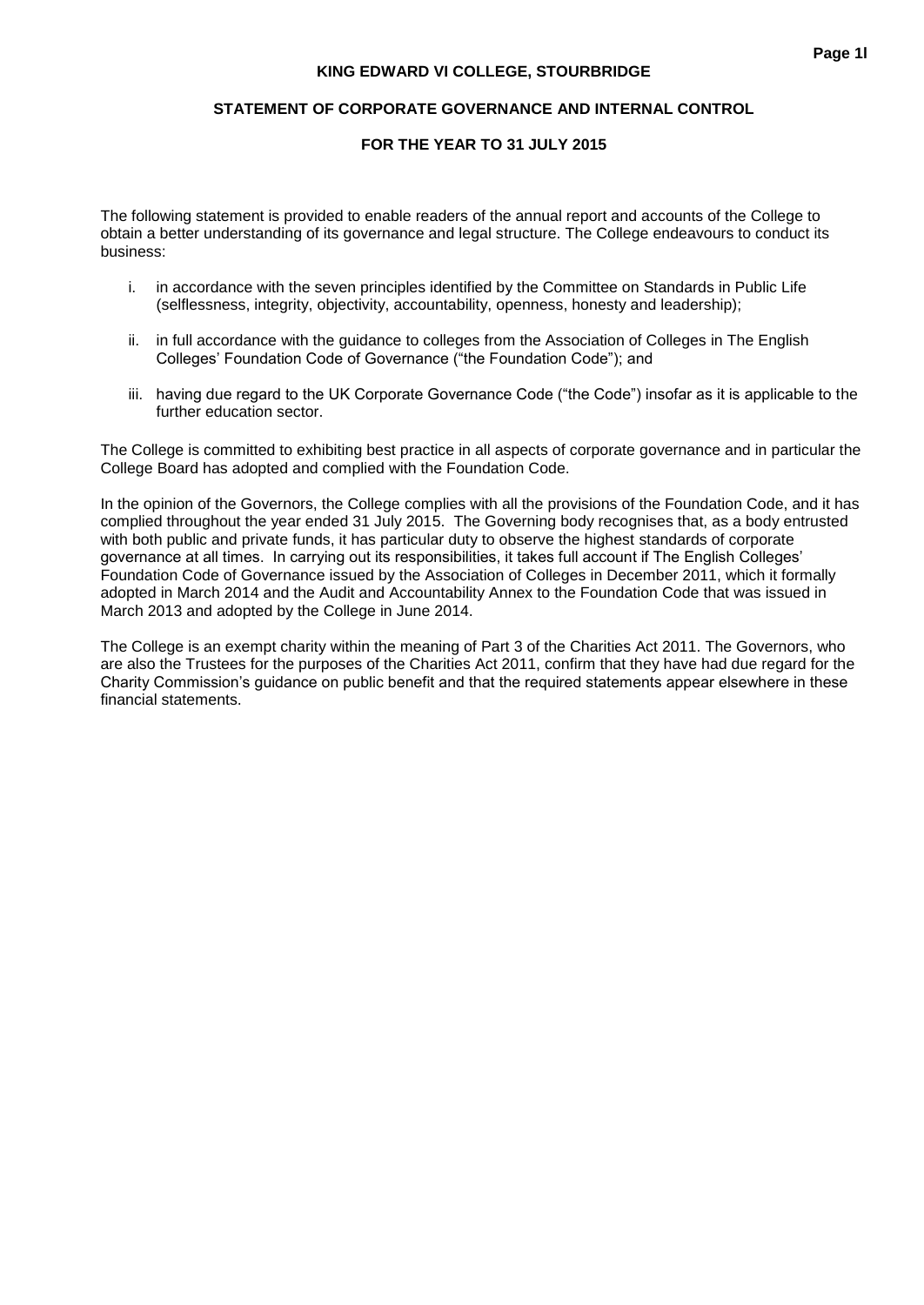# KING EDWARD VI COLLEGE, STOURBRIDGE

## STATEMENT OF CORPORATE GOVERNANCE AND INTERNAL CONTROL

### FOR THE YEAR TO 31 JULY 2015

The following statement is provided to enable readers of the annual report and accounts of the College to obtain a better understanding of its governance and legal structure. The College endeavours to conduct its business:

i. in accordance with the seven principles identified by the Committee on Standards in Public Life (selflessness, integrity, objectivity, accountability, openness, honesty and leadership);

ii. in full accordance with the guidance to colleges from the Association of Colleges in The English Colleges' Foundation Code of Governance ("the Foundation Code"); and

iii. having due regard to the UK Corporate Governance Code ("the Code") insofar as it is applicable to the further education sector.

The College is committed to exhibiting best practice in all aspects of corporate governance and in particular the College Board has adopted and complied with the Foundation Code.

In the opinion of the Governors, the College complies with all the provisions of the Foundation Code, and it has complied throughout the year ended 31 July 2015. The Governing body recognises that, as a body entrusted with both public and private funds, it has particular duty to observe the highest standards of corporate governance at all times. In carrying out its responsibilities, it takes full account if The English Colleges' Foundation Code of Governance issued by the Association of Colleges in December 2011, which it formally adopted in March 2014 and the Audit and Accountability Annex to the Foundation Code that was issued in March 2013 and adopted by the College in June 2014.

The College is an exempt charity within the meaning of Part 3 of the Charities Act 2011. The Governors, who are also the Trustees for the purposes of the Charities Act 2011, confirm that they have had due regard for the Charity Commission's guidance on public benefit and that the required statements appear elsewhere in these financial statements.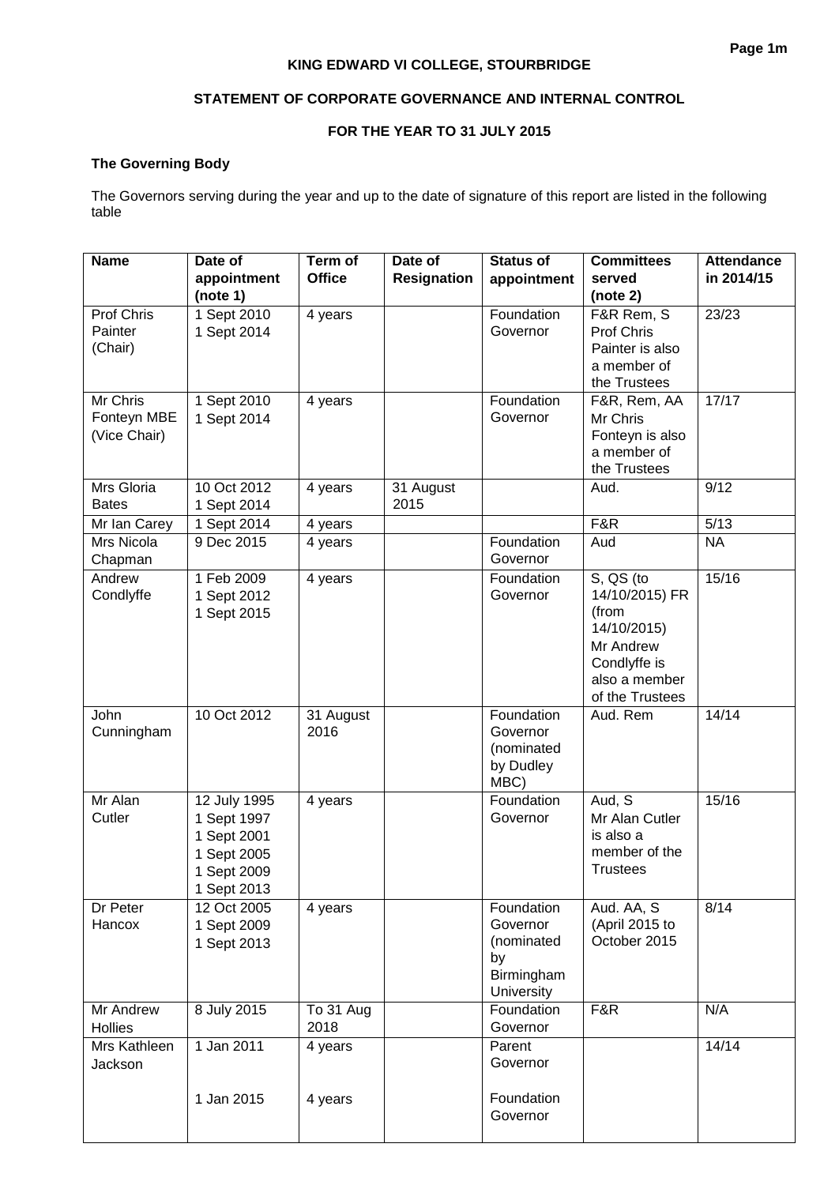**KING EDWARD VI COLLEGE, STOURBRIDGE**

**STATEMENT OF CORPORATE GOVERNANCE AND INTERNAL CONTROL**

**FOR THE YEAR TO 31 JULY 2015**

**The Governing Body**

The Governors serving during the year and up to the date of signature of this report are listed in the following table

| Name | Date of appointment (note 1) | Term of Office | Date of Resignation | Status of appointment | Committees served (note 2) | Attendance in 2014/15 |
|---|---|---|---|---|---|---|
| Prof Chris Painter (Chair) | 1 Sept 2010<br>1 Sept 2014 | 4 years | | Foundation Governor | F&R Rem, S<br>Prof Chris Painter is also a member of the Trustees | 23/23 |
| Mr Chris Fonteyn MBE (Vice Chair) | 1 Sept 2010<br>1 Sept 2014 | 4 years | | Foundation Governor | F&R, Rem, AA<br>Mr Chris Fonteyn is also a member of the Trustees | 17/17 |
| Mrs Gloria Bates | 10 Oct 2012<br>1 Sept 2014 | 4 years | 31 August 2015 | | Aud. | 9/12 |
| Mr Ian Carey | 1 Sept 2014 | 4 years | | | F&R | 5/13 |
| Mrs Nicola Chapman | 9 Dec 2015 | 4 years | | Foundation Governor | Aud | NA |
| Andrew Condlyffe | 1 Feb 2009<br>1 Sept 2012<br>1 Sept 2015 | 4 years | | Foundation Governor | S, QS (to 14/10/2015) FR (from 14/10/2015)<br>Mr Andrew Condlyffe is also a member of the Trustees | 15/16 |
| John Cunningham | 10 Oct 2012 | 31 August 2016 | | Foundation Governor (nominated by Dudley MBC) | Aud. Rem | 14/14 |
| Mr Alan Cutler | 12 July 1995<br>1 Sept 1997<br>1 Sept 2001<br>1 Sept 2005<br>1 Sept 2009<br>1 Sept 2013 | 4 years | | Foundation Governor | Aud, S<br>Mr Alan Cutler is also a member of the Trustees | 15/16 |
| Dr Peter Hancox | 12 Oct 2005<br>1 Sept 2009<br>1 Sept 2013 | 4 years | | Foundation Governor (nominated by Birmingham University | Aud. AA, S (April 2015 to October 2015 | 8/14 |
| Mr Andrew Hollies | 8 July 2015 | To 31 Aug 2018 | | Foundation Governor | F&R | N/A |
| Mrs Kathleen Jackson | 1 Jan 2011<br><br>1 Jan 2015 | 4 years<br><br>4 years | | Parent Governor<br><br>Foundation Governor | | 14/14 |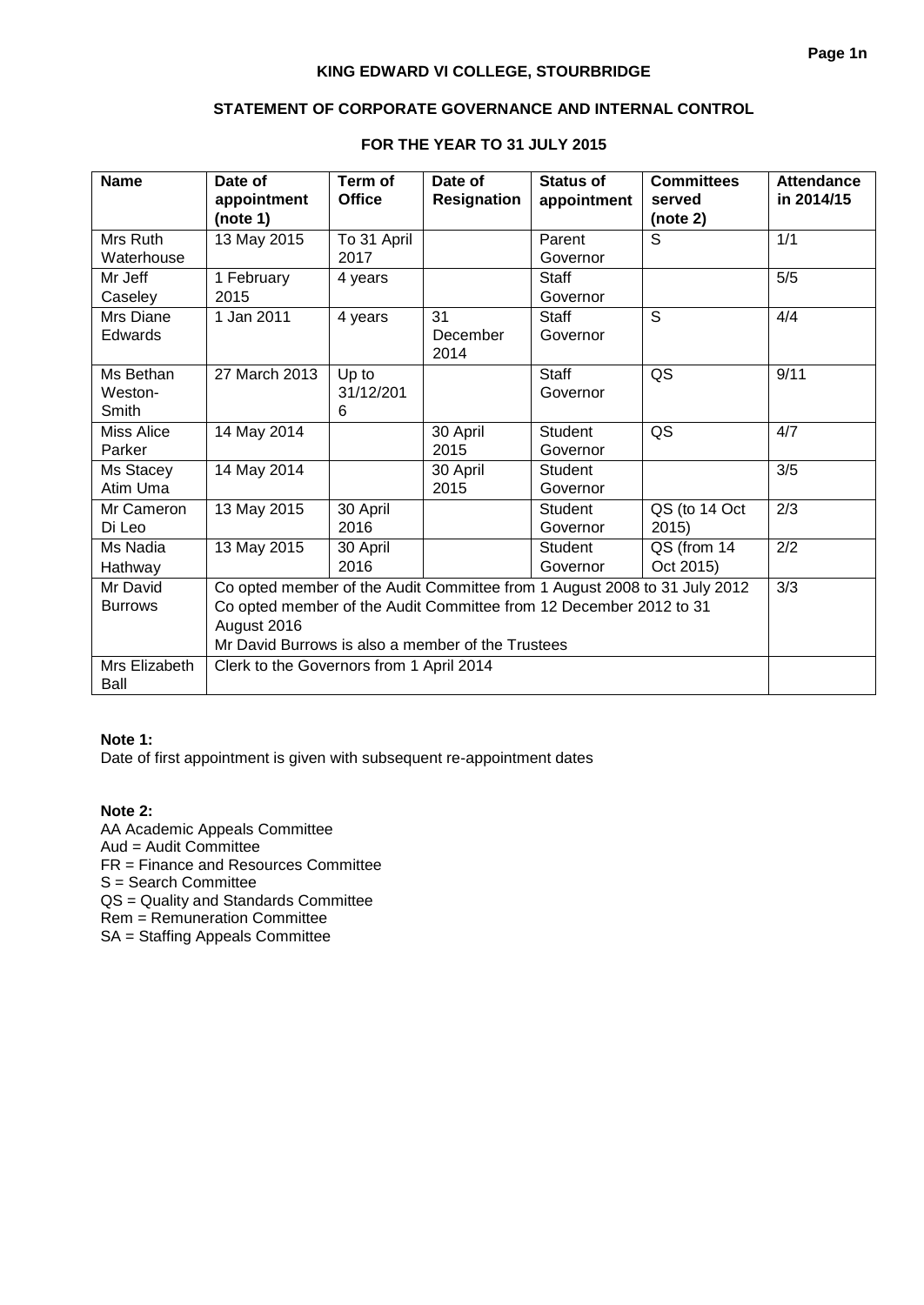**KING EDWARD VI COLLEGE, STOURBRIDGE**

**STATEMENT OF CORPORATE GOVERNANCE AND INTERNAL CONTROL**

**FOR THE YEAR TO 31 JULY 2015**

| Name | Date of appointment (note 1) | Term of Office | Date of Resignation | Status of appointment | Committees served (note 2) | Attendance in 2014/15 |
|---|---|---|---|---|---|---|
| Mrs Ruth Waterhouse | 13 May 2015 | To 31 April 2017 | | Parent Governor | S | 1/1 |
| Mr Jeff Caseley | 1 February 2015 | 4 years | | Staff Governor | | 5/5 |
| Mrs Diane Edwards | 1 Jan 2011 | 4 years | 31 December 2014 | Staff Governor | S | 4/4 |
| Ms Bethan Weston-Smith | 27 March 2013 | Up to 31/12/2016 | | Staff Governor | QS | 9/11 |
| Miss Alice Parker | 14 May 2014 | | 30 April 2015 | Student Governor | QS | 4/7 |
| Ms Stacey Atim Uma | 14 May 2014 | | 30 April 2015 | Student Governor | | 3/5 |
| Mr Cameron Di Leo | 13 May 2015 | 30 April 2016 | | Student Governor | QS (to 14 Oct 2015) | 2/3 |
| Ms Nadia Hathway | 13 May 2015 | 30 April 2016 | | Student Governor | QS (from 14 Oct 2015) | 2/2 |
| Mr David Burrows | Co opted member of the Audit Committee from 1 August 2008 to 31 July 2012<br>Co opted member of the Audit Committee from 12 December 2012 to 31 August 2016<br>Mr David Burrows is also a member of the Trustees | | | | | 3/3 |
| Mrs Elizabeth Ball | Clerk to the Governors from 1 April 2014 | | | | | |

**Note 1:**
Date of first appointment is given with subsequent re-appointment dates

**Note 2:**
AA Academic Appeals Committee
Aud = Audit Committee
FR = Finance and Resources Committee
S = Search Committee
QS = Quality and Standards Committee
Rem = Remuneration Committee
SA = Staffing Appeals Committee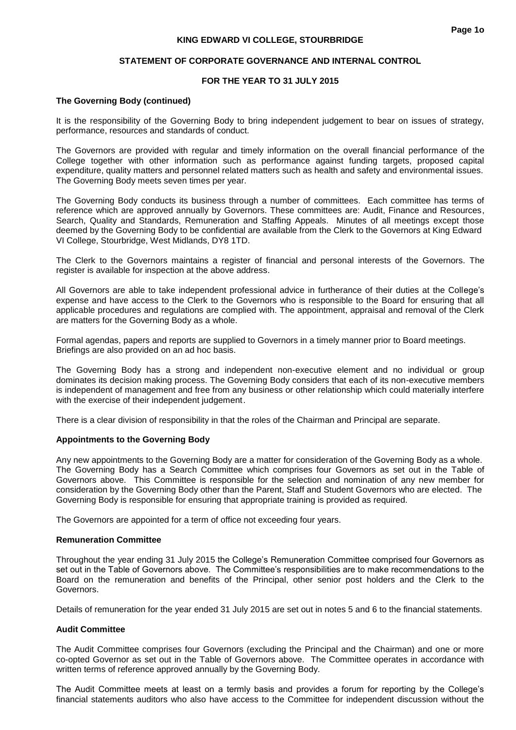**KING EDWARD VI COLLEGE, STOURBRIDGE**

**STATEMENT OF CORPORATE GOVERNANCE AND INTERNAL CONTROL**

**FOR THE YEAR TO 31 JULY 2015**

**The Governing Body (continued)**

It is the responsibility of the Governing Body to bring independent judgement to bear on issues of strategy, performance, resources and standards of conduct.

The Governors are provided with regular and timely information on the overall financial performance of the College together with other information such as performance against funding targets, proposed capital expenditure, quality matters and personnel related matters such as health and safety and environmental issues. The Governing Body meets seven times per year.

The Governing Body conducts its business through a number of committees. Each committee has terms of reference which are approved annually by Governors. These committees are: Audit, Finance and Resources, Search, Quality and Standards, Remuneration and Staffing Appeals. Minutes of all meetings except those deemed by the Governing Body to be confidential are available from the Clerk to the Governors at King Edward VI College, Stourbridge, West Midlands, DY8 1TD.

The Clerk to the Governors maintains a register of financial and personal interests of the Governors. The register is available for inspection at the above address.

All Governors are able to take independent professional advice in furtherance of their duties at the College's expense and have access to the Clerk to the Governors who is responsible to the Board for ensuring that all applicable procedures and regulations are complied with. The appointment, appraisal and removal of the Clerk are matters for the Governing Body as a whole.

Formal agendas, papers and reports are supplied to Governors in a timely manner prior to Board meetings. Briefings are also provided on an ad hoc basis.

The Governing Body has a strong and independent non-executive element and no individual or group dominates its decision making process. The Governing Body considers that each of its non-executive members is independent of management and free from any business or other relationship which could materially interfere with the exercise of their independent judgement.

There is a clear division of responsibility in that the roles of the Chairman and Principal are separate.

**Appointments to the Governing Body**

Any new appointments to the Governing Body are a matter for consideration of the Governing Body as a whole. The Governing Body has a Search Committee which comprises four Governors as set out in the Table of Governors above. This Committee is responsible for the selection and nomination of any new member for consideration by the Governing Body other than the Parent, Staff and Student Governors who are elected. The Governing Body is responsible for ensuring that appropriate training is provided as required.

The Governors are appointed for a term of office not exceeding four years.

**Remuneration Committee**

Throughout the year ending 31 July 2015 the College's Remuneration Committee comprised four Governors as set out in the Table of Governors above. The Committee's responsibilities are to make recommendations to the Board on the remuneration and benefits of the Principal, other senior post holders and the Clerk to the Governors.

Details of remuneration for the year ended 31 July 2015 are set out in notes 5 and 6 to the financial statements.

**Audit Committee**

The Audit Committee comprises four Governors (excluding the Principal and the Chairman) and one or more co-opted Governor as set out in the Table of Governors above. The Committee operates in accordance with written terms of reference approved annually by the Governing Body.

The Audit Committee meets at least on a termly basis and provides a forum for reporting by the College's financial statements auditors who also have access to the Committee for independent discussion without the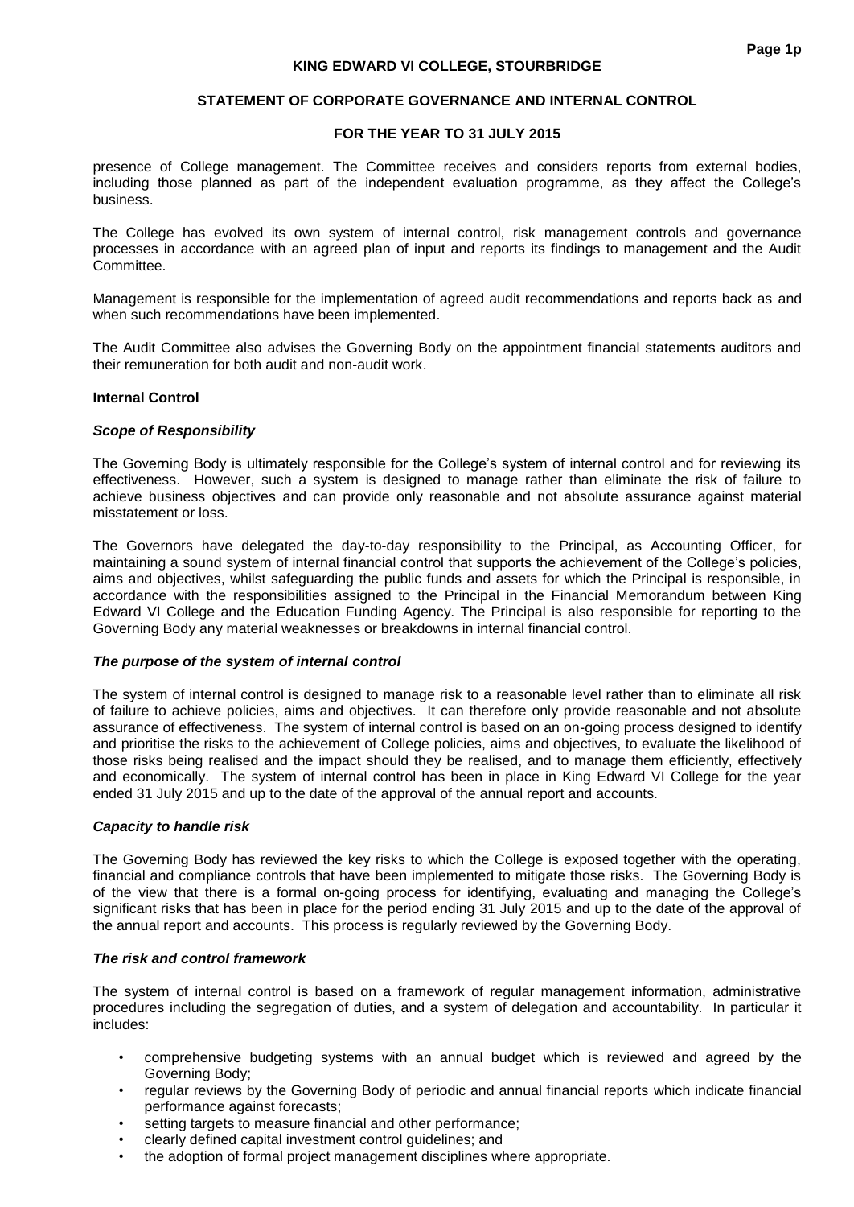presence of College management. The Committee receives and considers reports from external bodies, including those planned as part of the independent evaluation programme, as they affect the College's business.

The College has evolved its own system of internal control, risk management controls and governance processes in accordance with an agreed plan of input and reports its findings to management and the Audit Committee.

Management is responsible for the implementation of agreed audit recommendations and reports back as and when such recommendations have been implemented.

The Audit Committee also advises the Governing Body on the appointment financial statements auditors and their remuneration for both audit and non-audit work.

**Internal Control**

***Scope of Responsibility***

The Governing Body is ultimately responsible for the College's system of internal control and for reviewing its effectiveness. However, such a system is designed to manage rather than eliminate the risk of failure to achieve business objectives and can provide only reasonable and not absolute assurance against material misstatement or loss.

The Governors have delegated the day-to-day responsibility to the Principal, as Accounting Officer, for maintaining a sound system of internal financial control that supports the achievement of the College's policies, aims and objectives, whilst safeguarding the public funds and assets for which the Principal is responsible, in accordance with the responsibilities assigned to the Principal in the Financial Memorandum between King Edward VI College and the Education Funding Agency. The Principal is also responsible for reporting to the Governing Body any material weaknesses or breakdowns in internal financial control.

***The purpose of the system of internal control***

The system of internal control is designed to manage risk to a reasonable level rather than to eliminate all risk of failure to achieve policies, aims and objectives. It can therefore only provide reasonable and not absolute assurance of effectiveness. The system of internal control is based on an on-going process designed to identify and prioritise the risks to the achievement of College policies, aims and objectives, to evaluate the likelihood of those risks being realised and the impact should they be realised, and to manage them efficiently, effectively and economically. The system of internal control has been in place in King Edward VI College for the year ended 31 July 2015 and up to the date of the approval of the annual report and accounts.

***Capacity to handle risk***

The Governing Body has reviewed the key risks to which the College is exposed together with the operating, financial and compliance controls that have been implemented to mitigate those risks. The Governing Body is of the view that there is a formal on-going process for identifying, evaluating and managing the College's significant risks that has been in place for the period ending 31 July 2015 and up to the date of the approval of the annual report and accounts. This process is regularly reviewed by the Governing Body.

***The risk and control framework***

The system of internal control is based on a framework of regular management information, administrative procedures including the segregation of duties, and a system of delegation and accountability. In particular it includes:

- comprehensive budgeting systems with an annual budget which is reviewed and agreed by the Governing Body;
- regular reviews by the Governing Body of periodic and annual financial reports which indicate financial performance against forecasts;
- setting targets to measure financial and other performance;
- clearly defined capital investment control guidelines; and
- the adoption of formal project management disciplines where appropriate.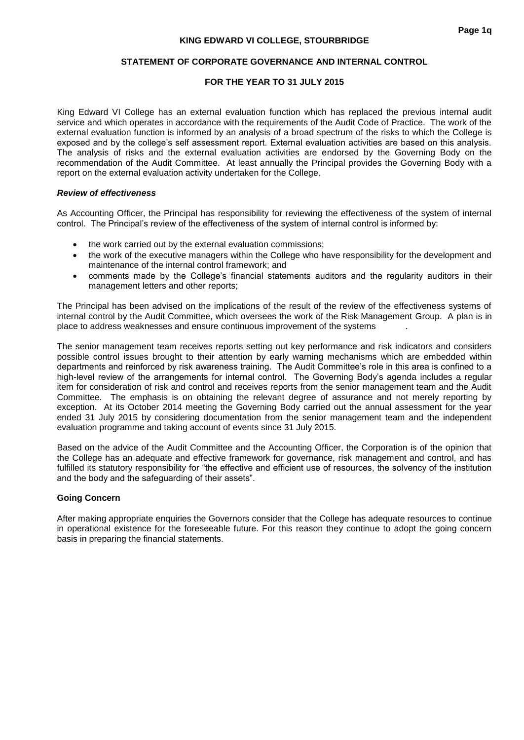King Edward VI College has an external evaluation function which has replaced the previous internal audit service and which operates in accordance with the requirements of the Audit Code of Practice. The work of the external evaluation function is informed by an analysis of a broad spectrum of the risks to which the College is exposed and by the college's self assessment report. External evaluation activities are based on this analysis. The analysis of risks and the external evaluation activities are endorsed by the Governing Body on the recommendation of the Audit Committee. At least annually the Principal provides the Governing Body with a report on the external evaluation activity undertaken for the College.

### *Review of effectiveness*

As Accounting Officer, the Principal has responsibility for reviewing the effectiveness of the system of internal control. The Principal's review of the effectiveness of the system of internal control is informed by:

- the work carried out by the external evaluation commissions;
- the work of the executive managers within the College who have responsibility for the development and maintenance of the internal control framework; and
- comments made by the College's financial statements auditors and the regularity auditors in their management letters and other reports;

The Principal has been advised on the implications of the result of the review of the effectiveness systems of internal control by the Audit Committee, which oversees the work of the Risk Management Group. A plan is in place to address weaknesses and ensure continuous improvement of the systems .

The senior management team receives reports setting out key performance and risk indicators and considers possible control issues brought to their attention by early warning mechanisms which are embedded within departments and reinforced by risk awareness training. The Audit Committee's role in this area is confined to a high-level review of the arrangements for internal control. The Governing Body's agenda includes a regular item for consideration of risk and control and receives reports from the senior management team and the Audit Committee. The emphasis is on obtaining the relevant degree of assurance and not merely reporting by exception. At its October 2014 meeting the Governing Body carried out the annual assessment for the year ended 31 July 2015 by considering documentation from the senior management team and the independent evaluation programme and taking account of events since 31 July 2015.

Based on the advice of the Audit Committee and the Accounting Officer, the Corporation is of the opinion that the College has an adequate and effective framework for governance, risk management and control, and has fulfilled its statutory responsibility for "the effective and efficient use of resources, the solvency of the institution and the body and the safeguarding of their assets".

### Going Concern

After making appropriate enquiries the Governors consider that the College has adequate resources to continue in operational existence for the foreseeable future. For this reason they continue to adopt the going concern basis in preparing the financial statements.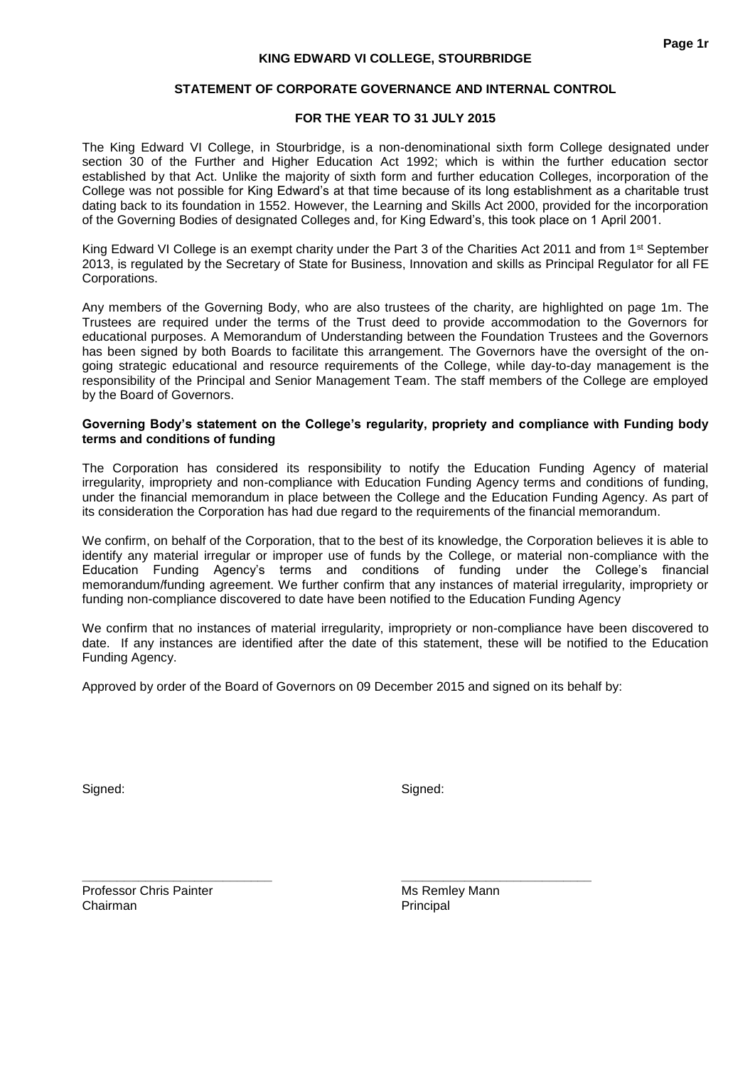# KING EDWARD VI COLLEGE, STOURBRIDGE

## STATEMENT OF CORPORATE GOVERNANCE AND INTERNAL CONTROL

## FOR THE YEAR TO 31 JULY 2015

The King Edward VI College, in Stourbridge, is a non-denominational sixth form College designated under section 30 of the Further and Higher Education Act 1992; which is within the further education sector established by that Act. Unlike the majority of sixth form and further education Colleges, incorporation of the College was not possible for King Edward's at that time because of its long establishment as a charitable trust dating back to its foundation in 1552. However, the Learning and Skills Act 2000, provided for the incorporation of the Governing Bodies of designated Colleges and, for King Edward's, this took place on 1 April 2001.

King Edward VI College is an exempt charity under the Part 3 of the Charities Act 2011 and from 1st September 2013, is regulated by the Secretary of State for Business, Innovation and skills as Principal Regulator for all FE Corporations.

Any members of the Governing Body, who are also trustees of the charity, are highlighted on page 1m. The Trustees are required under the terms of the Trust deed to provide accommodation to the Governors for educational purposes. A Memorandum of Understanding between the Foundation Trustees and the Governors has been signed by both Boards to facilitate this arrangement. The Governors have the oversight of the on-going strategic educational and resource requirements of the College, while day-to-day management is the responsibility of the Principal and Senior Management Team. The staff members of the College are employed by the Board of Governors.

**Governing Body's statement on the College's regularity, propriety and compliance with Funding body terms and conditions of funding**

The Corporation has considered its responsibility to notify the Education Funding Agency of material irregularity, impropriety and non-compliance with Education Funding Agency terms and conditions of funding, under the financial memorandum in place between the College and the Education Funding Agency. As part of its consideration the Corporation has had due regard to the requirements of the financial memorandum.

We confirm, on behalf of the Corporation, that to the best of its knowledge, the Corporation believes it is able to identify any material irregular or improper use of funds by the College, or material non-compliance with the Education Funding Agency's terms and conditions of funding under the College's financial memorandum/funding agreement. We further confirm that any instances of material irregularity, impropriety or funding non-compliance discovered to date have been notified to the Education Funding Agency

We confirm that no instances of material irregularity, impropriety or non-compliance have been discovered to date. If any instances are identified after the date of this statement, these will be notified to the Education Funding Agency.

Approved by order of the Board of Governors on 09 December 2015 and signed on its behalf by:

Signed: Signed:

\_\_\_\_\_\_\_\_\_\_\_\_\_\_\_\_\_\_\_\_\_\_\_\_\_\_\_ \_\_\_\_\_\_\_\_\_\_\_\_\_\_\_\_\_\_\_\_\_\_\_\_\_\_\_

Professor Chris Painter
Chairman

Ms Remley Mann
Principal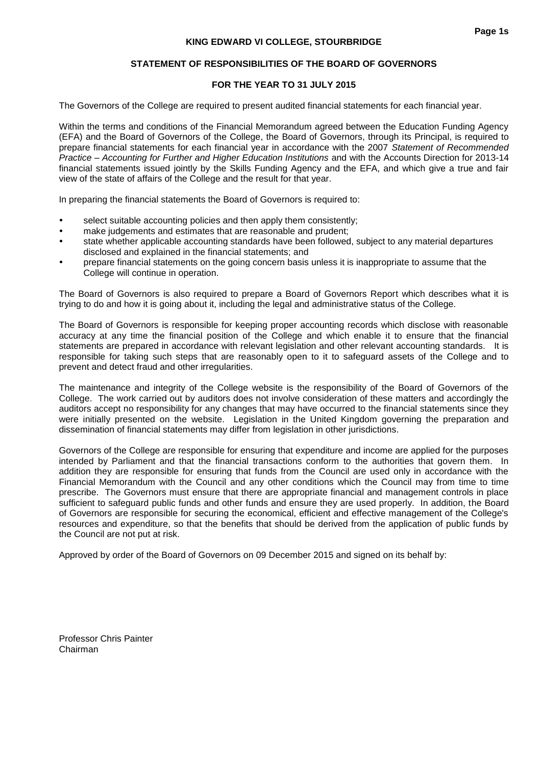**KING EDWARD VI COLLEGE, STOURBRIDGE**

**STATEMENT OF RESPONSIBILITIES OF THE BOARD OF GOVERNORS**

**FOR THE YEAR TO 31 JULY 2015**

The Governors of the College are required to present audited financial statements for each financial year.

Within the terms and conditions of the Financial Memorandum agreed between the Education Funding Agency (EFA) and the Board of Governors of the College, the Board of Governors, through its Principal, is required to prepare financial statements for each financial year in accordance with the 2007 *Statement of Recommended Practice – Accounting for Further and Higher Education Institutions* and with the Accounts Direction for 2013-14 financial statements issued jointly by the Skills Funding Agency and the EFA, and which give a true and fair view of the state of affairs of the College and the result for that year.

In preparing the financial statements the Board of Governors is required to:

- select suitable accounting policies and then apply them consistently;
- make judgements and estimates that are reasonable and prudent;
- state whether applicable accounting standards have been followed, subject to any material departures disclosed and explained in the financial statements; and
- prepare financial statements on the going concern basis unless it is inappropriate to assume that the College will continue in operation.

The Board of Governors is also required to prepare a Board of Governors Report which describes what it is trying to do and how it is going about it, including the legal and administrative status of the College.

The Board of Governors is responsible for keeping proper accounting records which disclose with reasonable accuracy at any time the financial position of the College and which enable it to ensure that the financial statements are prepared in accordance with relevant legislation and other relevant accounting standards. It is responsible for taking such steps that are reasonably open to it to safeguard assets of the College and to prevent and detect fraud and other irregularities.

The maintenance and integrity of the College website is the responsibility of the Board of Governors of the College. The work carried out by auditors does not involve consideration of these matters and accordingly the auditors accept no responsibility for any changes that may have occurred to the financial statements since they were initially presented on the website. Legislation in the United Kingdom governing the preparation and dissemination of financial statements may differ from legislation in other jurisdictions.

Governors of the College are responsible for ensuring that expenditure and income are applied for the purposes intended by Parliament and that the financial transactions conform to the authorities that govern them. In addition they are responsible for ensuring that funds from the Council are used only in accordance with the Financial Memorandum with the Council and any other conditions which the Council may from time to time prescribe. The Governors must ensure that there are appropriate financial and management controls in place sufficient to safeguard public funds and other funds and ensure they are used properly. In addition, the Board of Governors are responsible for securing the economical, efficient and effective management of the College's resources and expenditure, so that the benefits that should be derived from the application of public funds by the Council are not put at risk.

Approved by order of the Board of Governors on 09 December 2015 and signed on its behalf by:

Professor Chris Painter
Chairman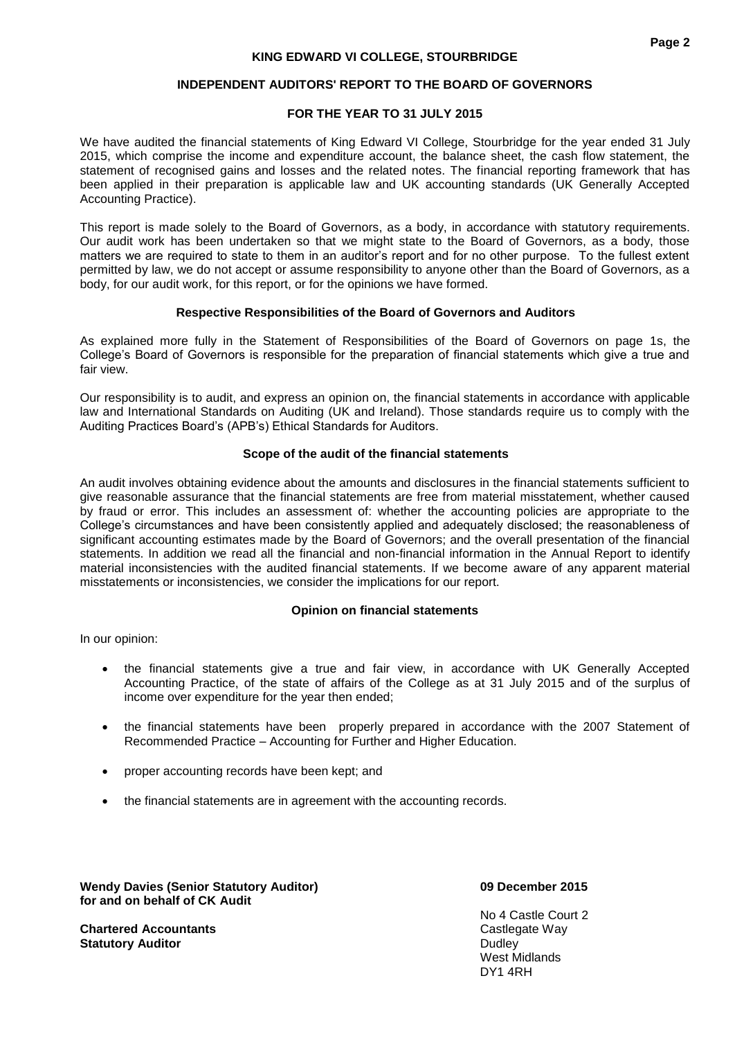# KING EDWARD VI COLLEGE, STOURBRIDGE

## INDEPENDENT AUDITORS' REPORT TO THE BOARD OF GOVERNORS

## FOR THE YEAR TO 31 JULY 2015

We have audited the financial statements of King Edward VI College, Stourbridge for the year ended 31 July 2015, which comprise the income and expenditure account, the balance sheet, the cash flow statement, the statement of recognised gains and losses and the related notes. The financial reporting framework that has been applied in their preparation is applicable law and UK accounting standards (UK Generally Accepted Accounting Practice).

This report is made solely to the Board of Governors, as a body, in accordance with statutory requirements. Our audit work has been undertaken so that we might state to the Board of Governors, as a body, those matters we are required to state to them in an auditor's report and for no other purpose. To the fullest extent permitted by law, we do not accept or assume responsibility to anyone other than the Board of Governors, as a body, for our audit work, for this report, or for the opinions we have formed.

### Respective Responsibilities of the Board of Governors and Auditors

As explained more fully in the Statement of Responsibilities of the Board of Governors on page 1s, the College's Board of Governors is responsible for the preparation of financial statements which give a true and fair view.

Our responsibility is to audit, and express an opinion on, the financial statements in accordance with applicable law and International Standards on Auditing (UK and Ireland). Those standards require us to comply with the Auditing Practices Board's (APB's) Ethical Standards for Auditors.

### Scope of the audit of the financial statements

An audit involves obtaining evidence about the amounts and disclosures in the financial statements sufficient to give reasonable assurance that the financial statements are free from material misstatement, whether caused by fraud or error. This includes an assessment of: whether the accounting policies are appropriate to the College's circumstances and have been consistently applied and adequately disclosed; the reasonableness of significant accounting estimates made by the Board of Governors; and the overall presentation of the financial statements. In addition we read all the financial and non-financial information in the Annual Report to identify material inconsistencies with the audited financial statements. If we become aware of any apparent material misstatements or inconsistencies, we consider the implications for our report.

### Opinion on financial statements

In our opinion:

- the financial statements give a true and fair view, in accordance with UK Generally Accepted Accounting Practice, of the state of affairs of the College as at 31 July 2015 and of the surplus of income over expenditure for the year then ended;
- the financial statements have been properly prepared in accordance with the 2007 Statement of Recommended Practice – Accounting for Further and Higher Education.
- proper accounting records have been kept; and
- the financial statements are in agreement with the accounting records.

**Wendy Davies (Senior Statutory Auditor)**
**for and on behalf of CK Audit**

**09 December 2015**

**Chartered Accountants**
**Statutory Auditor**

No 4 Castle Court 2
Castlegate Way
Dudley
West Midlands
DY1 4RH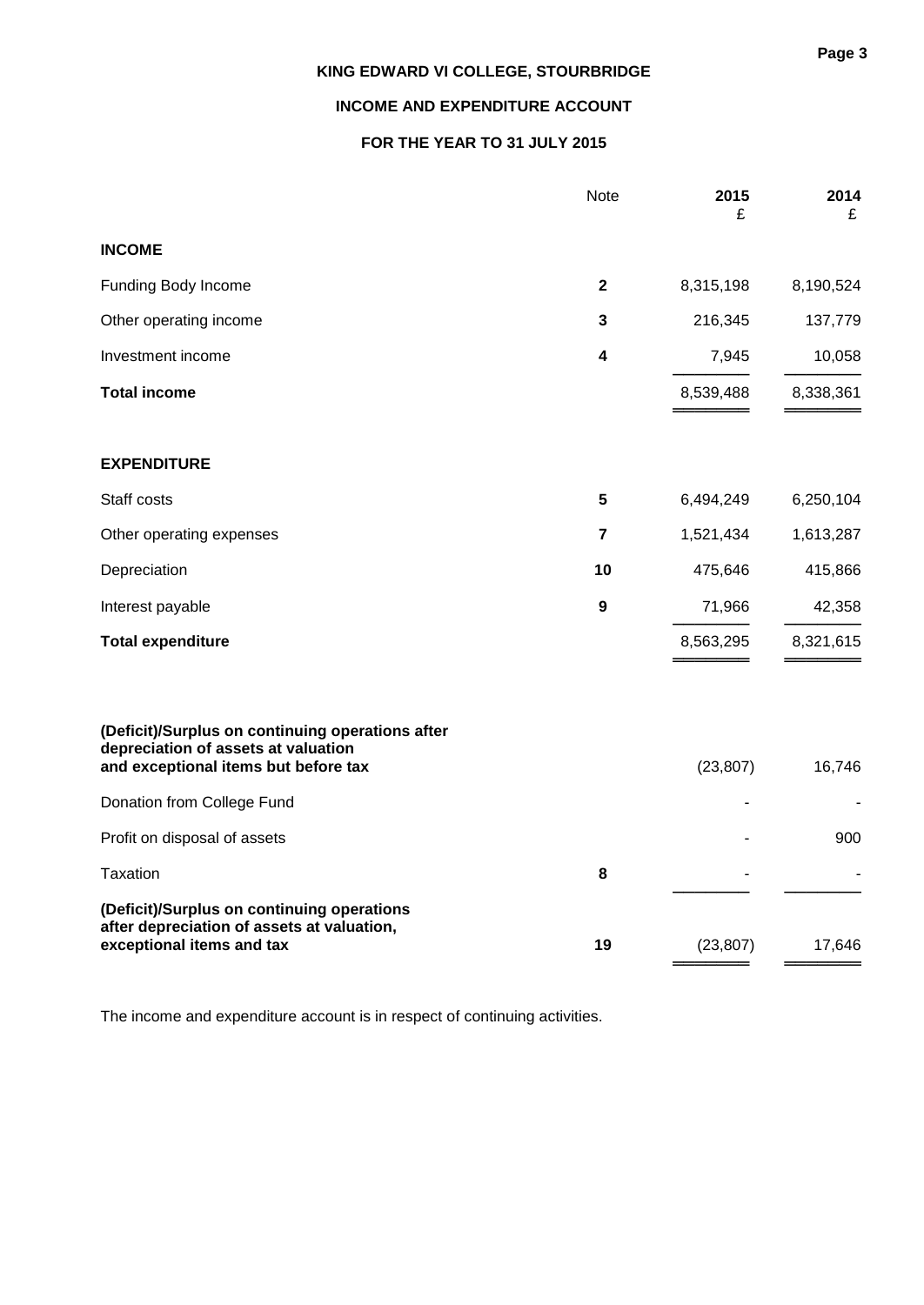# KING EDWARD VI COLLEGE, STOURBRIDGE

## INCOME AND EXPENDITURE ACCOUNT

## FOR THE YEAR TO 31 JULY 2015

| | Note | 2015 £ | 2014 £ |
|---|---|---|---|
| **INCOME** | | | |
| Funding Body Income | **2** | 8,315,198 | 8,190,524 |
| Other operating income | **3** | 216,345 | 137,779 |
| Investment income | **4** | 7,945 | 10,058 |
| **Total income** | | 8,539,488 | 8,338,361 |
| | | | |
| **EXPENDITURE** | | | |
| Staff costs | **5** | 6,494,249 | 6,250,104 |
| Other operating expenses | **7** | 1,521,434 | 1,613,287 |
| Depreciation | **10** | 475,646 | 415,866 |
| Interest payable | **9** | 71,966 | 42,358 |
| **Total expenditure** | | 8,563,295 | 8,321,615 |
| | | | |
| **(Deficit)/Surplus on continuing operations after depreciation of assets at valuation and exceptional items but before tax** | | (23,807) | 16,746 |
| Donation from College Fund | | - | - |
| Profit on disposal of assets | | - | 900 |
| Taxation | **8** | - | - |
| **(Deficit)/Surplus on continuing operations after depreciation of assets at valuation, exceptional items and tax** | **19** | (23,807) | 17,646 |

The income and expenditure account is in respect of continuing activities.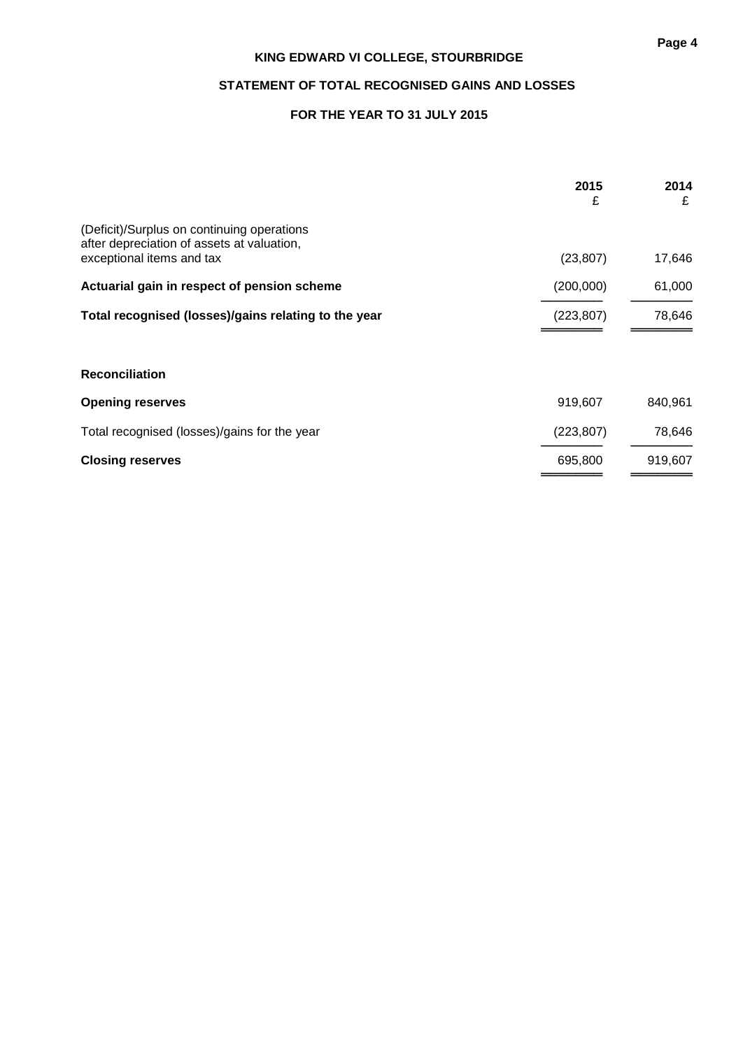# KING EDWARD VI COLLEGE, STOURBRIDGE

## STATEMENT OF TOTAL RECOGNISED GAINS AND LOSSES

## FOR THE YEAR TO 31 JULY 2015

| | 2015 £ | 2014 £ |
|---|---|---|
| (Deficit)/Surplus on continuing operations after depreciation of assets at valuation, exceptional items and tax | (23,807) | 17,646 |
| **Actuarial gain in respect of pension scheme** | (200,000) | 61,000 |
| **Total recognised (losses)/gains relating to the year** | (223,807) | 78,646 |
| | | |
| **Reconciliation** | | |
| **Opening reserves** | 919,607 | 840,961 |
| Total recognised (losses)/gains for the year | (223,807) | 78,646 |
| **Closing reserves** | 695,800 | 919,607 |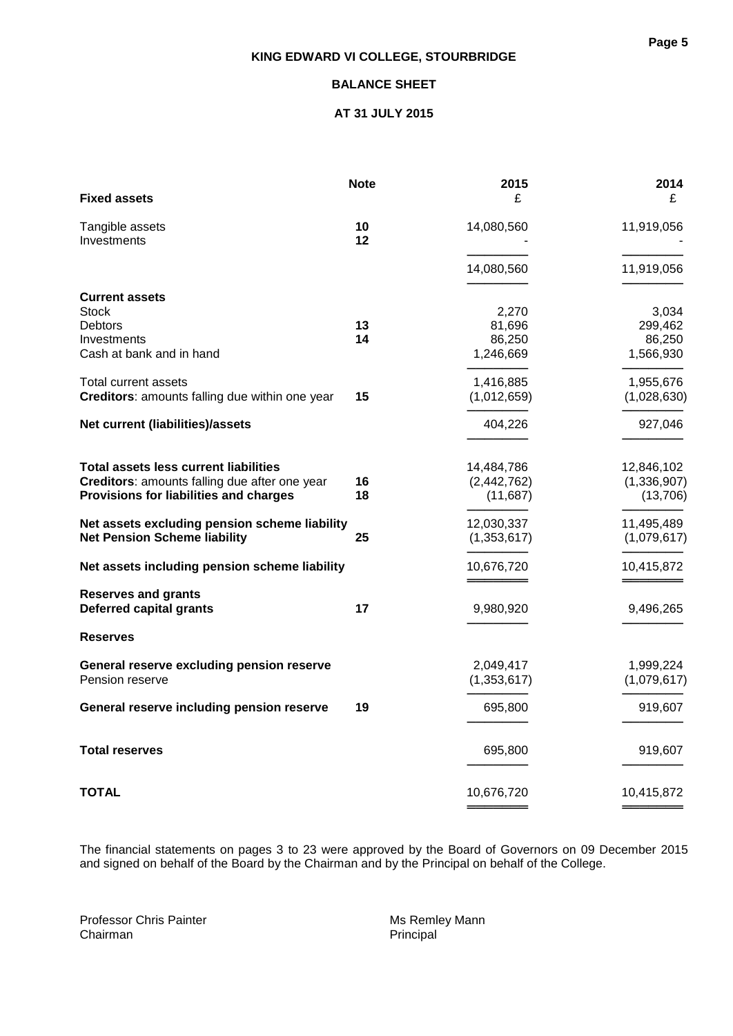# KING EDWARD VI COLLEGE, STOURBRIDGE

## BALANCE SHEET

## AT 31 JULY 2015

| | Note | 2015 | 2014 |
|---|---|---|---|
| **Fixed assets** | | £ | £ |
| Tangible assets | **10** | 14,080,560 | 11,919,056 |
| Investments | **12** | - | - |
| | | 14,080,560 | 11,919,056 |
| **Current assets** | | | |
| Stock | | 2,270 | 3,034 |
| Debtors | **13** | 81,696 | 299,462 |
| Investments | **14** | 86,250 | 86,250 |
| Cash at bank and in hand | | 1,246,669 | 1,566,930 |
| Total current assets | | 1,416,885 | 1,955,676 |
| **Creditors**: amounts falling due within one year | **15** | (1,012,659) | (1,028,630) |
| **Net current (liabilities)/assets** | | 404,226 | 927,046 |
| **Total assets less current liabilities** | | 14,484,786 | 12,846,102 |
| **Creditors**: amounts falling due after one year | **16** | (2,442,762) | (1,336,907) |
| **Provisions for liabilities and charges** | **18** | (11,687) | (13,706) |
| **Net assets excluding pension scheme liability** | | 12,030,337 | 11,495,489 |
| **Net Pension Scheme liability** | **25** | (1,353,617) | (1,079,617) |
| **Net assets including pension scheme liability** | | 10,676,720 | 10,415,872 |
| **Reserves and grants** | | | |
| **Deferred capital grants** | **17** | 9,980,920 | 9,496,265 |
| **Reserves** | | | |
| **General reserve excluding pension reserve** | | 2,049,417 | 1,999,224 |
| Pension reserve | | (1,353,617) | (1,079,617) |
| **General reserve including pension reserve** | **19** | 695,800 | 919,607 |
| **Total reserves** | | 695,800 | 919,607 |
| **TOTAL** | | 10,676,720 | 10,415,872 |

The financial statements on pages 3 to 23 were approved by the Board of Governors on 09 December 2015 and signed on behalf of the Board by the Chairman and by the Principal on behalf of the College.

Professor Chris Painter
Chairman

Ms Remley Mann
Principal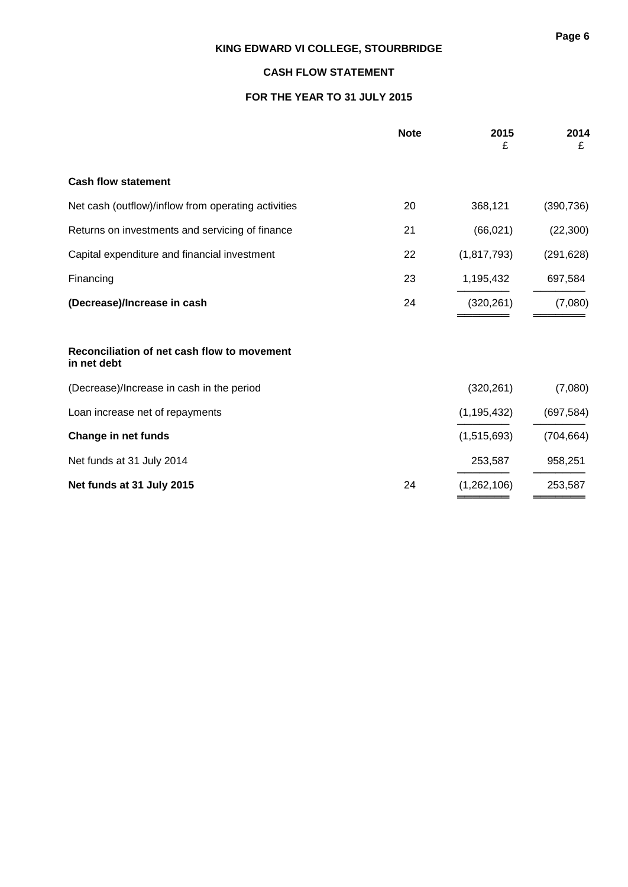# KING EDWARD VI COLLEGE, STOURBRIDGE

## CASH FLOW STATEMENT

## FOR THE YEAR TO 31 JULY 2015

| | Note | 2015 £ | 2014 £ |
|---|---|---|---|
| **Cash flow statement** | | | |
| Net cash (outflow)/inflow from operating activities | 20 | 368,121 | (390,736) |
| Returns on investments and servicing of finance | 21 | (66,021) | (22,300) |
| Capital expenditure and financial investment | 22 | (1,817,793) | (291,628) |
| Financing | 23 | 1,195,432 | 697,584 |
| **(Decrease)/Increase in cash** | 24 | (320,261) | (7,080) |
| | | | |
| **Reconciliation of net cash flow to movement in net debt** | | | |
| (Decrease)/Increase in cash in the period | | (320,261) | (7,080) |
| Loan increase net of repayments | | (1,195,432) | (697,584) |
| **Change in net funds** | | (1,515,693) | (704,664) |
| Net funds at 31 July 2014 | | 253,587 | 958,251 |
| **Net funds at 31 July 2015** | 24 | (1,262,106) | 253,587 |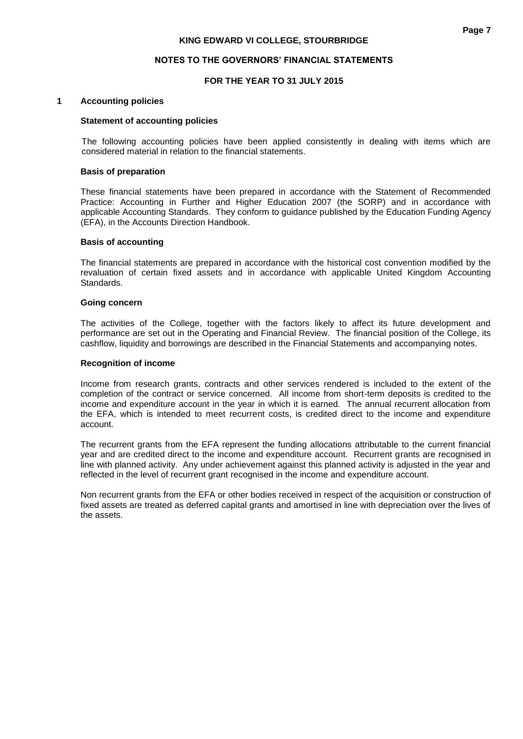## 1 Accounting policies

### Statement of accounting policies

The following accounting policies have been applied consistently in dealing with items which are considered material in relation to the financial statements.

### Basis of preparation

These financial statements have been prepared in accordance with the Statement of Recommended Practice: Accounting in Further and Higher Education 2007 (the SORP) and in accordance with applicable Accounting Standards. They conform to guidance published by the Education Funding Agency (EFA), in the Accounts Direction Handbook.

### Basis of accounting

The financial statements are prepared in accordance with the historical cost convention modified by the revaluation of certain fixed assets and in accordance with applicable United Kingdom Accounting Standards.

### Going concern

The activities of the College, together with the factors likely to affect its future development and performance are set out in the Operating and Financial Review. The financial position of the College, its cashflow, liquidity and borrowings are described in the Financial Statements and accompanying notes.

### Recognition of income

Income from research grants, contracts and other services rendered is included to the extent of the completion of the contract or service concerned. All income from short-term deposits is credited to the income and expenditure account in the year in which it is earned. The annual recurrent allocation from the EFA, which is intended to meet recurrent costs, is credited direct to the income and expenditure account.

The recurrent grants from the EFA represent the funding allocations attributable to the current financial year and are credited direct to the income and expenditure account. Recurrent grants are recognised in line with planned activity. Any under achievement against this planned activity is adjusted in the year and reflected in the level of recurrent grant recognised in the income and expenditure account.

Non recurrent grants from the EFA or other bodies received in respect of the acquisition or construction of fixed assets are treated as deferred capital grants and amortised in line with depreciation over the lives of the assets.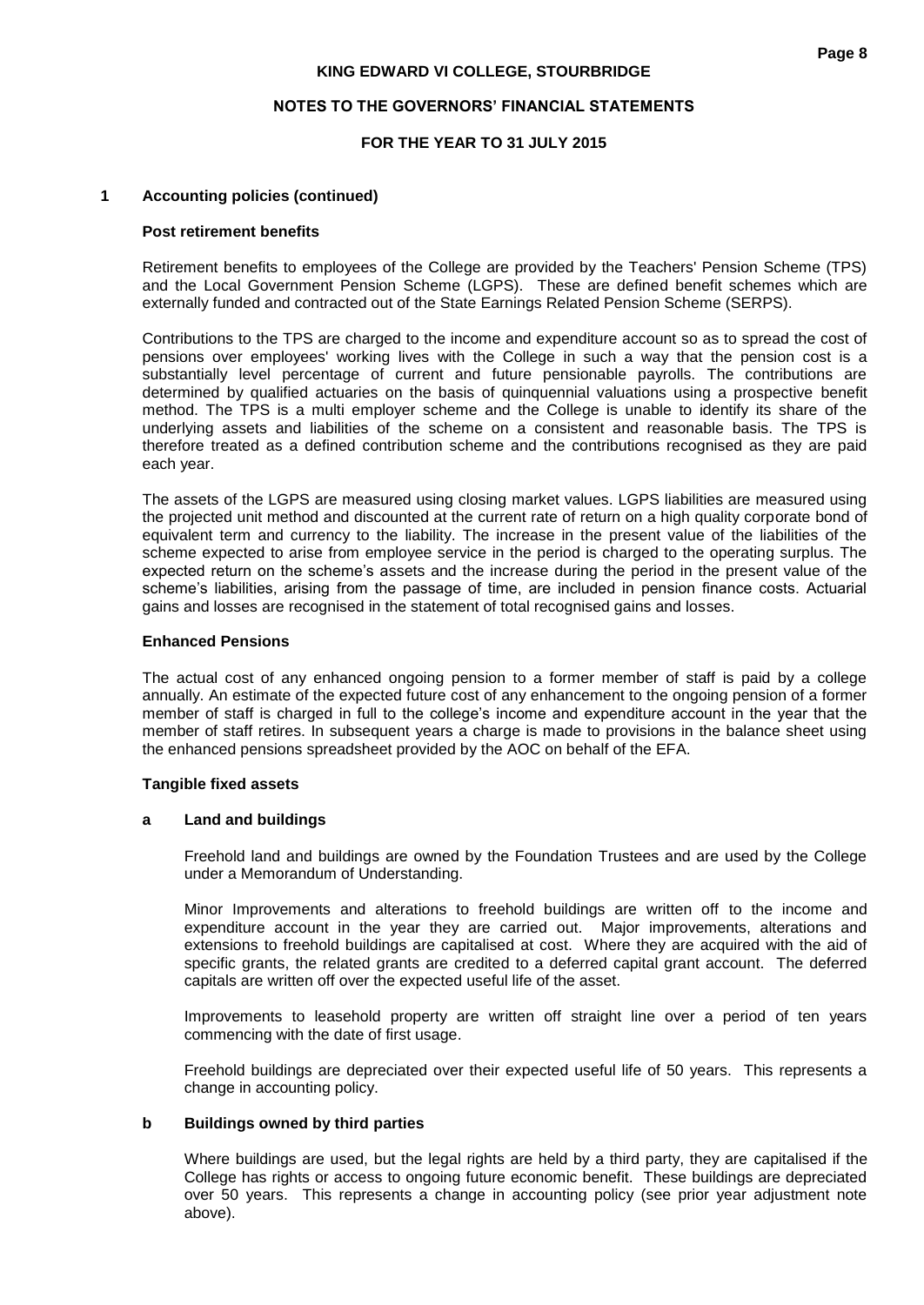## 1 Accounting policies (continued)

### Post retirement benefits

Retirement benefits to employees of the College are provided by the Teachers' Pension Scheme (TPS) and the Local Government Pension Scheme (LGPS). These are defined benefit schemes which are externally funded and contracted out of the State Earnings Related Pension Scheme (SERPS).

Contributions to the TPS are charged to the income and expenditure account so as to spread the cost of pensions over employees' working lives with the College in such a way that the pension cost is a substantially level percentage of current and future pensionable payrolls. The contributions are determined by qualified actuaries on the basis of quinquennial valuations using a prospective benefit method. The TPS is a multi employer scheme and the College is unable to identify its share of the underlying assets and liabilities of the scheme on a consistent and reasonable basis. The TPS is therefore treated as a defined contribution scheme and the contributions recognised as they are paid each year.

The assets of the LGPS are measured using closing market values. LGPS liabilities are measured using the projected unit method and discounted at the current rate of return on a high quality corporate bond of equivalent term and currency to the liability. The increase in the present value of the liabilities of the scheme expected to arise from employee service in the period is charged to the operating surplus. The expected return on the scheme's assets and the increase during the period in the present value of the scheme's liabilities, arising from the passage of time, are included in pension finance costs. Actuarial gains and losses are recognised in the statement of total recognised gains and losses.

### Enhanced Pensions

The actual cost of any enhanced ongoing pension to a former member of staff is paid by a college annually. An estimate of the expected future cost of any enhancement to the ongoing pension of a former member of staff is charged in full to the college's income and expenditure account in the year that the member of staff retires. In subsequent years a charge is made to provisions in the balance sheet using the enhanced pensions spreadsheet provided by the AOC on behalf of the EFA.

### Tangible fixed assets

#### a Land and buildings

Freehold land and buildings are owned by the Foundation Trustees and are used by the College under a Memorandum of Understanding.

Minor Improvements and alterations to freehold buildings are written off to the income and expenditure account in the year they are carried out. Major improvements, alterations and extensions to freehold buildings are capitalised at cost. Where they are acquired with the aid of specific grants, the related grants are credited to a deferred capital grant account. The deferred capitals are written off over the expected useful life of the asset.

Improvements to leasehold property are written off straight line over a period of ten years commencing with the date of first usage.

Freehold buildings are depreciated over their expected useful life of 50 years. This represents a change in accounting policy.

#### b Buildings owned by third parties

Where buildings are used, but the legal rights are held by a third party, they are capitalised if the College has rights or access to ongoing future economic benefit. These buildings are depreciated over 50 years. This represents a change in accounting policy (see prior year adjustment note above).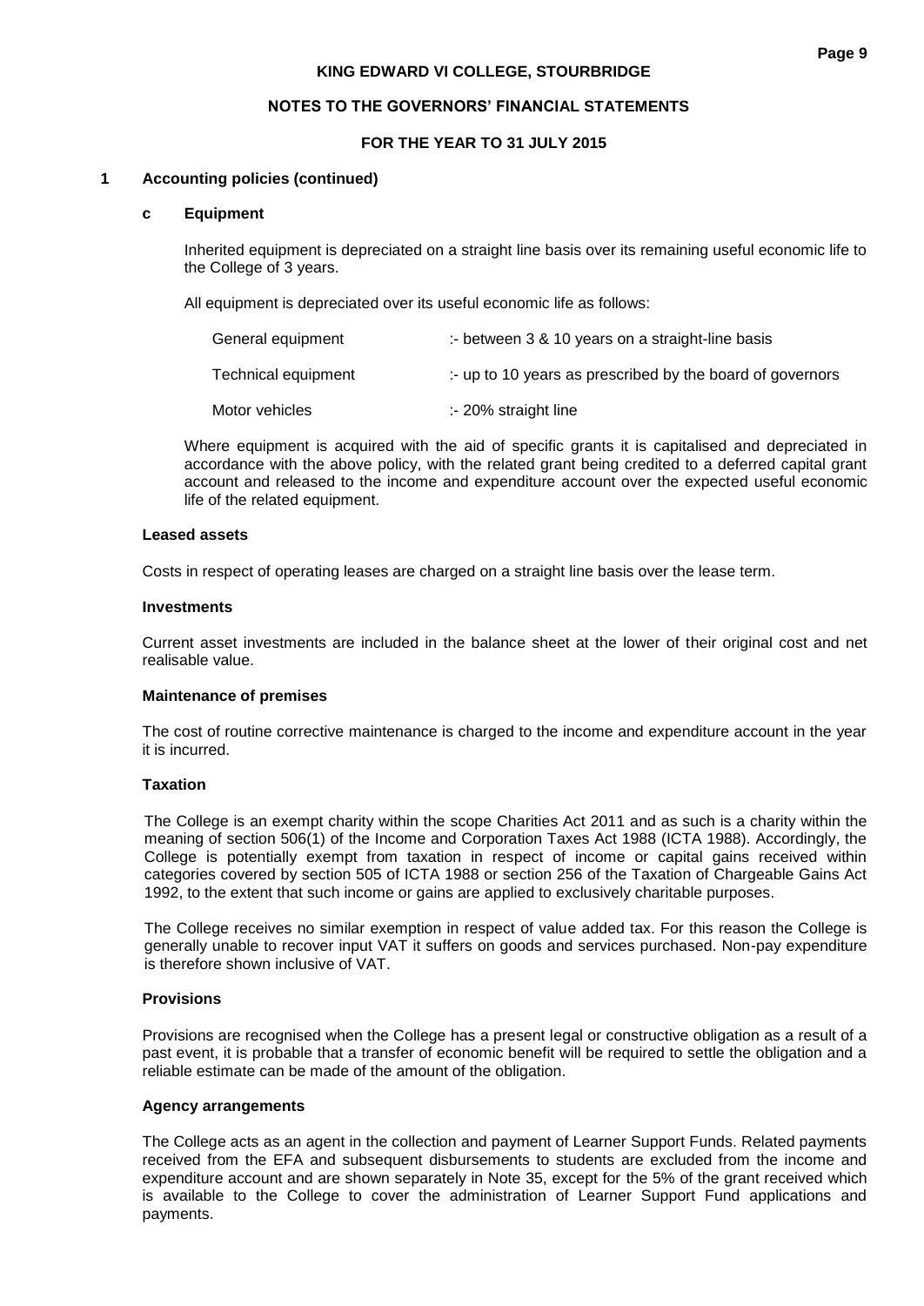## 1 Accounting policies (continued)

### c Equipment

Inherited equipment is depreciated on a straight line basis over its remaining useful economic life to the College of 3 years.

All equipment is depreciated over its useful economic life as follows:

| | |
|---|---|
| General equipment | :- between 3 & 10 years on a straight-line basis |
| Technical equipment | :- up to 10 years as prescribed by the board of governors |
| Motor vehicles | :- 20% straight line |

Where equipment is acquired with the aid of specific grants it is capitalised and depreciated in accordance with the above policy, with the related grant being credited to a deferred capital grant account and released to the income and expenditure account over the expected useful economic life of the related equipment.

### Leased assets

Costs in respect of operating leases are charged on a straight line basis over the lease term.

### Investments

Current asset investments are included in the balance sheet at the lower of their original cost and net realisable value.

### Maintenance of premises

The cost of routine corrective maintenance is charged to the income and expenditure account in the year it is incurred.

### Taxation

The College is an exempt charity within the scope Charities Act 2011 and as such is a charity within the meaning of section 506(1) of the Income and Corporation Taxes Act 1988 (ICTA 1988). Accordingly, the College is potentially exempt from taxation in respect of income or capital gains received within categories covered by section 505 of ICTA 1988 or section 256 of the Taxation of Chargeable Gains Act 1992, to the extent that such income or gains are applied to exclusively charitable purposes.

The College receives no similar exemption in respect of value added tax. For this reason the College is generally unable to recover input VAT it suffers on goods and services purchased. Non-pay expenditure is therefore shown inclusive of VAT.

### Provisions

Provisions are recognised when the College has a present legal or constructive obligation as a result of a past event, it is probable that a transfer of economic benefit will be required to settle the obligation and a reliable estimate can be made of the amount of the obligation.

### Agency arrangements

The College acts as an agent in the collection and payment of Learner Support Funds. Related payments received from the EFA and subsequent disbursements to students are excluded from the income and expenditure account and are shown separately in Note 35, except for the 5% of the grant received which is available to the College to cover the administration of Learner Support Fund applications and payments.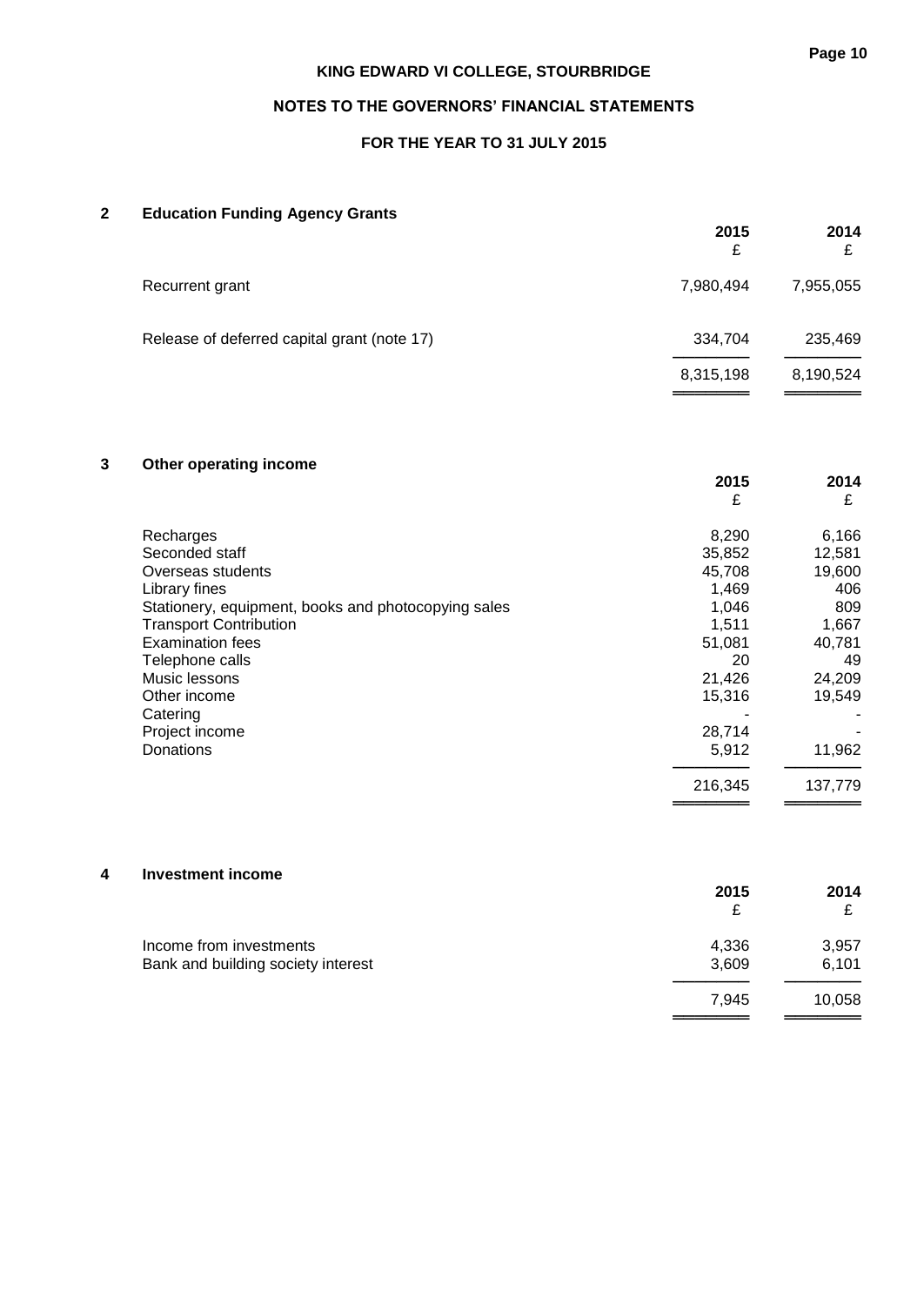## 2 Education Funding Agency Grants

| | 2015 £ | 2014 £ |
|---|---|---|
| Recurrent grant | 7,980,494 | 7,955,055 |
| Release of deferred capital grant (note 17) | 334,704 | 235,469 |
| | 8,315,198 | 8,190,524 |

## 3 Other operating income

| | 2015 £ | 2014 £ |
|---|---|---|
| Recharges | 8,290 | 6,166 |
| Seconded staff | 35,852 | 12,581 |
| Overseas students | 45,708 | 19,600 |
| Library fines | 1,469 | 406 |
| Stationery, equipment, books and photocopying sales | 1,046 | 809 |
| Transport Contribution | 1,511 | 1,667 |
| Examination fees | 51,081 | 40,781 |
| Telephone calls | 20 | 49 |
| Music lessons | 21,426 | 24,209 |
| Other income | 15,316 | 19,549 |
| Catering | - | - |
| Project income | 28,714 | - |
| Donations | 5,912 | 11,962 |
| | 216,345 | 137,779 |

## 4 Investment income

| | 2015 £ | 2014 £ |
|---|---|---|
| Income from investments | 4,336 | 3,957 |
| Bank and building society interest | 3,609 | 6,101 |
| | 7,945 | 10,058 |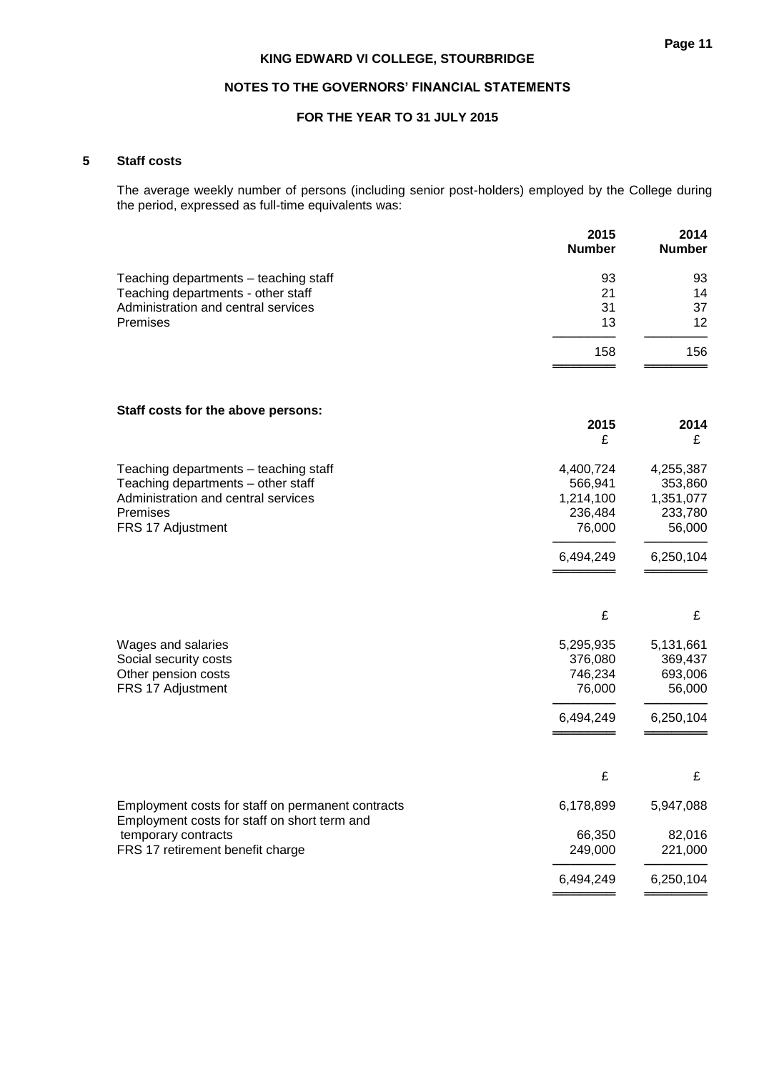## 5 Staff costs

The average weekly number of persons (including senior post-holders) employed by the College during the period, expressed as full-time equivalents was:

| | 2015 Number | 2014 Number |
|---|---|---|
| Teaching departments – teaching staff | 93 | 93 |
| Teaching departments - other staff | 21 | 14 |
| Administration and central services | 31 | 37 |
| Premises | 13 | 12 |
| | 158 | 156 |

**Staff costs for the above persons:**

| | 2015 £ | 2014 £ |
|---|---|---|
| Teaching departments – teaching staff | 4,400,724 | 4,255,387 |
| Teaching departments – other staff | 566,941 | 353,860 |
| Administration and central services | 1,214,100 | 1,351,077 |
| Premises | 236,484 | 233,780 |
| FRS 17 Adjustment | 76,000 | 56,000 |
| | 6,494,249 | 6,250,104 |

| | £ | £ |
|---|---|---|
| Wages and salaries | 5,295,935 | 5,131,661 |
| Social security costs | 376,080 | 369,437 |
| Other pension costs | 746,234 | 693,006 |
| FRS 17 Adjustment | 76,000 | 56,000 |
| | 6,494,249 | 6,250,104 |

| | £ | £ |
|---|---|---|
| Employment costs for staff on permanent contracts | 6,178,899 | 5,947,088 |
| Employment costs for staff on short term and temporary contracts | 66,350 | 82,016 |
| FRS 17 retirement benefit charge | 249,000 | 221,000 |
| | 6,494,249 | 6,250,104 |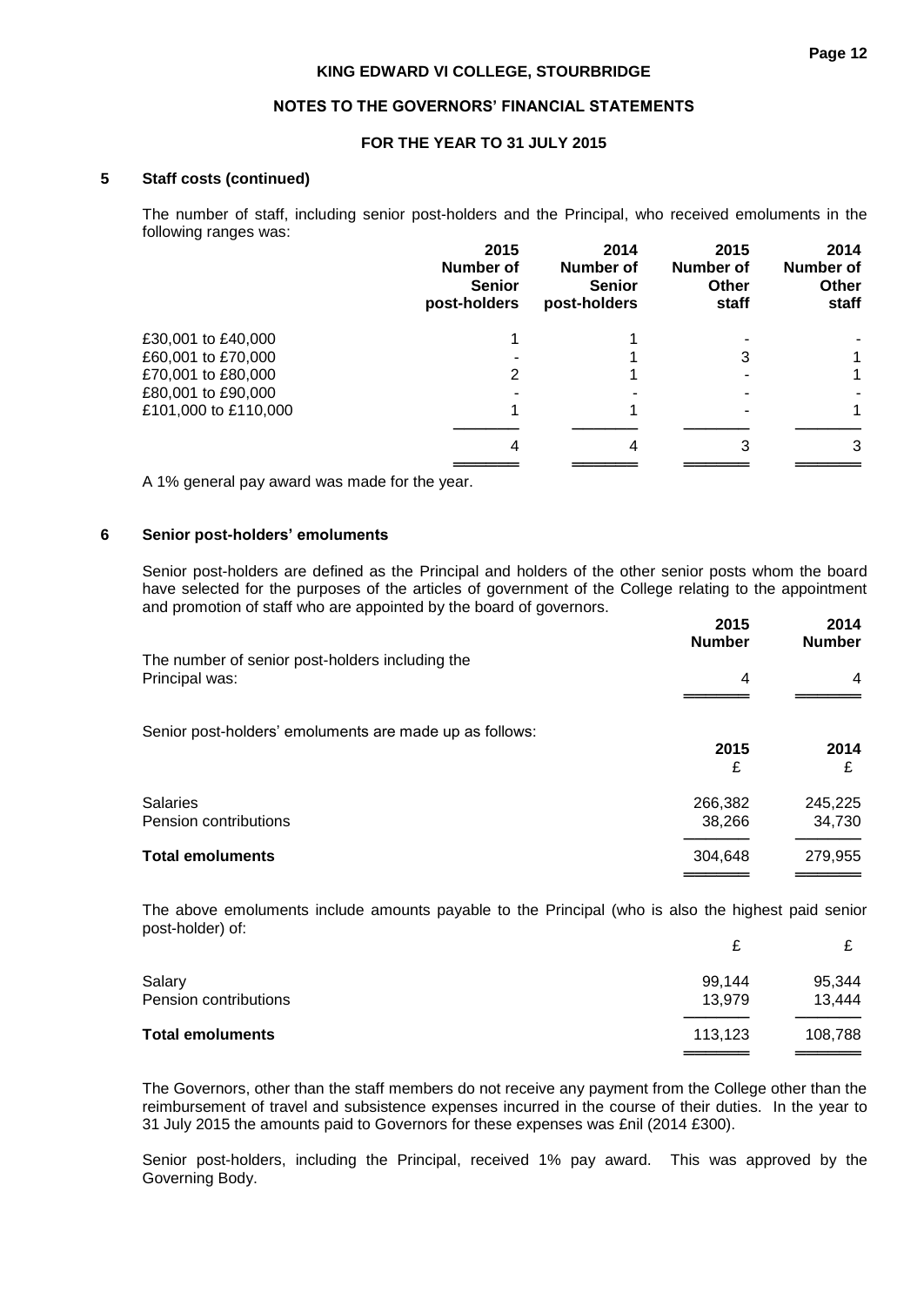## 5 Staff costs (continued)

The number of staff, including senior post-holders and the Principal, who received emoluments in the following ranges was:

| | 2015 Number of Senior post-holders | 2014 Number of Senior post-holders | 2015 Number of Other staff | 2014 Number of Other staff |
|---|---|---|---|---|
| £30,001 to £40,000 | 1 | 1 | - | - |
| £60,001 to £70,000 | - | 1 | 3 | 1 |
| £70,001 to £80,000 | 2 | 1 | - | 1 |
| £80,001 to £90,000 | - | - | - | - |
| £101,000 to £110,000 | 1 | 1 | - | 1 |
| | 4 | 4 | 3 | 3 |

A 1% general pay award was made for the year.

## 6 Senior post-holders' emoluments

Senior post-holders are defined as the Principal and holders of the other senior posts whom the board have selected for the purposes of the articles of government of the College relating to the appointment and promotion of staff who are appointed by the board of governors.

| | 2015 Number | 2014 Number |
|---|---|---|
| The number of senior post-holders including the Principal was: | 4 | 4 |

Senior post-holders' emoluments are made up as follows:

| | 2015 £ | 2014 £ |
|---|---|---|
| Salaries | 266,382 | 245,225 |
| Pension contributions | 38,266 | 34,730 |
| **Total emoluments** | 304,648 | 279,955 |

The above emoluments include amounts payable to the Principal (who is also the highest paid senior post-holder) of:

| | £ | £ |
|---|---|---|
| Salary | 99,144 | 95,344 |
| Pension contributions | 13,979 | 13,444 |
| **Total emoluments** | 113,123 | 108,788 |

The Governors, other than the staff members do not receive any payment from the College other than the reimbursement of travel and subsistence expenses incurred in the course of their duties. In the year to 31 July 2015 the amounts paid to Governors for these expenses was £nil (2014 £300).

Senior post-holders, including the Principal, received 1% pay award. This was approved by the Governing Body.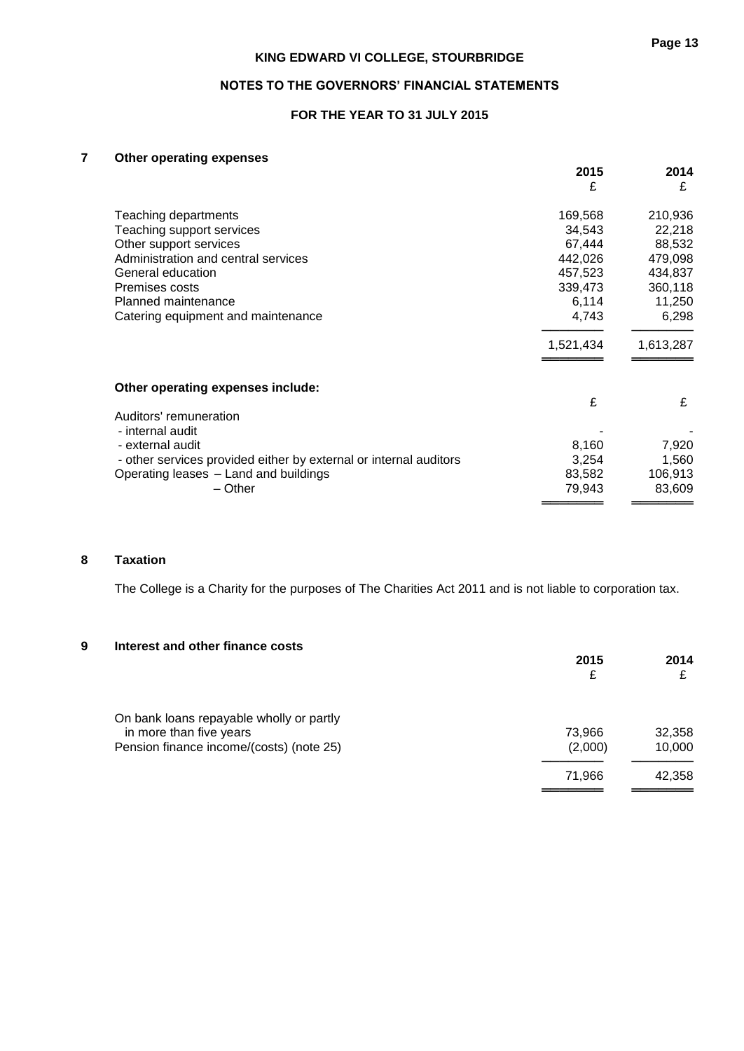## NOTES TO THE GOVERNORS' FINANCIAL STATEMENTS

## FOR THE YEAR TO 31 JULY 2015

### 7 Other operating expenses

| | 2015 £ | 2014 £ |
|---|---|---|
| Teaching departments | 169,568 | 210,936 |
| Teaching support services | 34,543 | 22,218 |
| Other support services | 67,444 | 88,532 |
| Administration and central services | 442,026 | 479,098 |
| General education | 457,523 | 434,837 |
| Premises costs | 339,473 | 360,118 |
| Planned maintenance | 6,114 | 11,250 |
| Catering equipment and maintenance | 4,743 | 6,298 |
| | 1,521,434 | 1,613,287 |

**Other operating expenses include:**

| | £ | £ |
|---|---|---|
| Auditors' remuneration | | |
| - internal audit | - | - |
| - external audit | 8,160 | 7,920 |
| - other services provided either by external or internal auditors | 3,254 | 1,560 |
| Operating leases – Land and buildings | 83,582 | 106,913 |
| – Other | 79,943 | 83,609 |

### 8 Taxation

The College is a Charity for the purposes of The Charities Act 2011 and is not liable to corporation tax.

### 9 Interest and other finance costs

| | 2015 £ | 2014 £ |
|---|---|---|
| On bank loans repayable wholly or partly in more than five years | 73,966 | 32,358 |
| Pension finance income/(costs) (note 25) | (2,000) | 10,000 |
| | 71,966 | 42,358 |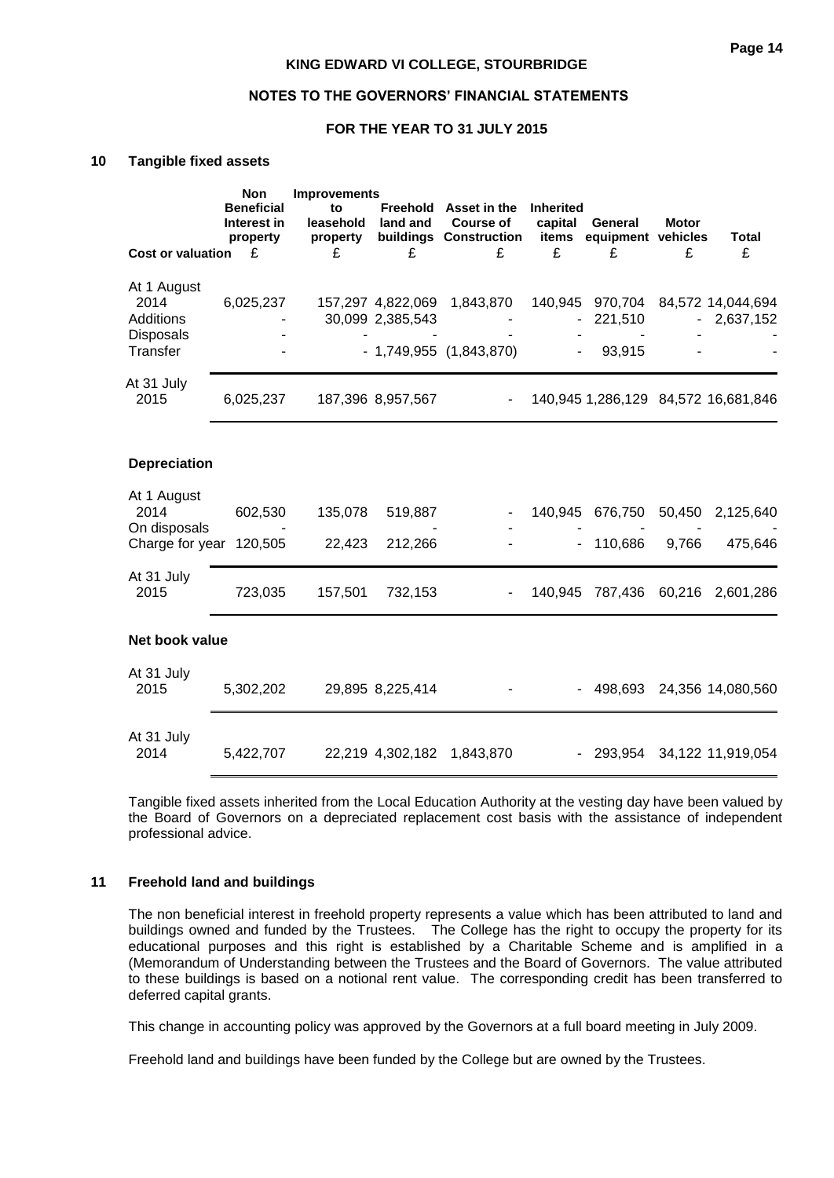## NOTES TO THE GOVERNORS' FINANCIAL STATEMENTS

## FOR THE YEAR TO 31 JULY 2015

### 10 Tangible fixed assets

| Cost or valuation | Non Beneficial Interest in property £ | Improvements to leasehold property £ | Freehold land and buildings £ | Asset in the Course of Construction £ | Inherited capital items £ | General equipment £ | Motor vehicles £ | Total £ |
|---|---|---|---|---|---|---|---|---|
| At 1 August 2014 | 6,025,237 | 157,297 | 4,822,069 | 1,843,870 | 140,945 | 970,704 | 84,572 | 14,044,694 |
| Additions | - | 30,099 | 2,385,543 | - | - | 221,510 | - | 2,637,152 |
| Disposals | - | - | - | - | - | - | - | - |
| Transfer | - | - | 1,749,955 | (1,843,870) | - | 93,915 | - | - |
| At 31 July 2015 | 6,025,237 | 187,396 | 8,957,567 | - | 140,945 | 1,286,129 | 84,572 | 16,681,846 |
| **Depreciation** | | | | | | | | |
| At 1 August 2014 | 602,530 | 135,078 | 519,887 | - | 140,945 | 676,750 | 50,450 | 2,125,640 |
| On disposals | - | - | - | - | - | - | - | - |
| Charge for year | 120,505 | 22,423 | 212,266 | - | - | 110,686 | 9,766 | 475,646 |
| At 31 July 2015 | 723,035 | 157,501 | 732,153 | - | 140,945 | 787,436 | 60,216 | 2,601,286 |
| **Net book value** | | | | | | | | |
| At 31 July 2015 | 5,302,202 | 29,895 | 8,225,414 | - | - | 498,693 | 24,356 | 14,080,560 |
| At 31 July 2014 | 5,422,707 | 22,219 | 4,302,182 | 1,843,870 | - | 293,954 | 34,122 | 11,919,054 |

Tangible fixed assets inherited from the Local Education Authority at the vesting day have been valued by the Board of Governors on a depreciated replacement cost basis with the assistance of independent professional advice.

### 11 Freehold land and buildings

The non beneficial interest in freehold property represents a value which has been attributed to land and buildings owned and funded by the Trustees. The College has the right to occupy the property for its educational purposes and this right is established by a Charitable Scheme and is amplified in a (Memorandum of Understanding between the Trustees and the Board of Governors. The value attributed to these buildings is based on a notional rent value. The corresponding credit has been transferred to deferred capital grants.

This change in accounting policy was approved by the Governors at a full board meeting in July 2009.

Freehold land and buildings have been funded by the College but are owned by the Trustees.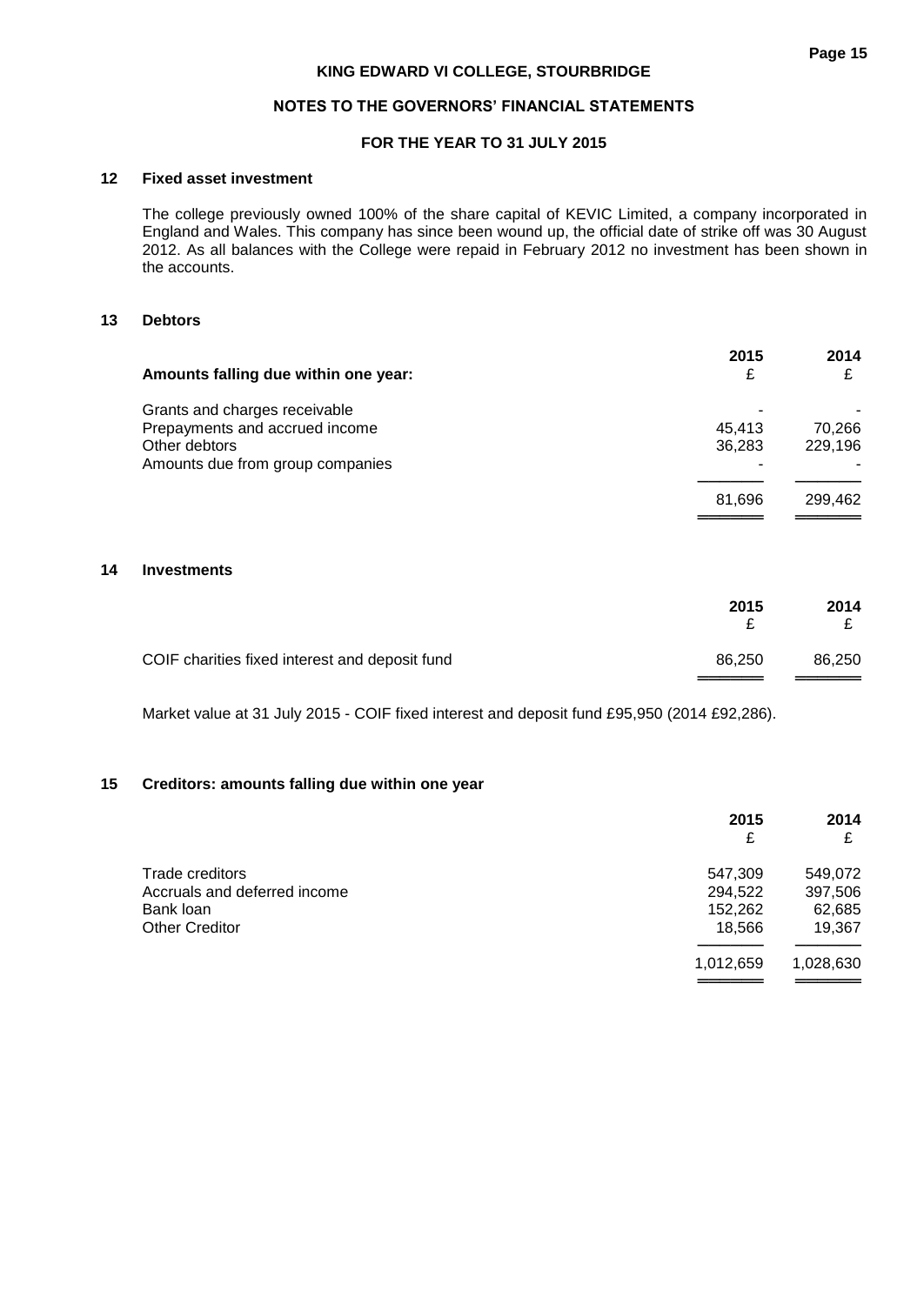## 12 Fixed asset investment

The college previously owned 100% of the share capital of KEVIC Limited, a company incorporated in England and Wales. This company has since been wound up, the official date of strike off was 30 August 2012. As all balances with the College were repaid in February 2012 no investment has been shown in the accounts.

## 13 Debtors

| Amounts falling due within one year: | 2015 £ | 2014 £ |
|---|---|---|
| Grants and charges receivable | - | - |
| Prepayments and accrued income | 45,413 | 70,266 |
| Other debtors | 36,283 | 229,196 |
| Amounts due from group companies | - | - |
| | 81,696 | 299,462 |

## 14 Investments

| | 2015 £ | 2014 £ |
|---|---|---|
| COIF charities fixed interest and deposit fund | 86,250 | 86,250 |

Market value at 31 July 2015 - COIF fixed interest and deposit fund £95,950 (2014 £92,286).

## 15 Creditors: amounts falling due within one year

| | 2015 £ | 2014 £ |
|---|---|---|
| Trade creditors | 547,309 | 549,072 |
| Accruals and deferred income | 294,522 | 397,506 |
| Bank loan | 152,262 | 62,685 |
| Other Creditor | 18,566 | 19,367 |
| | 1,012,659 | 1,028,630 |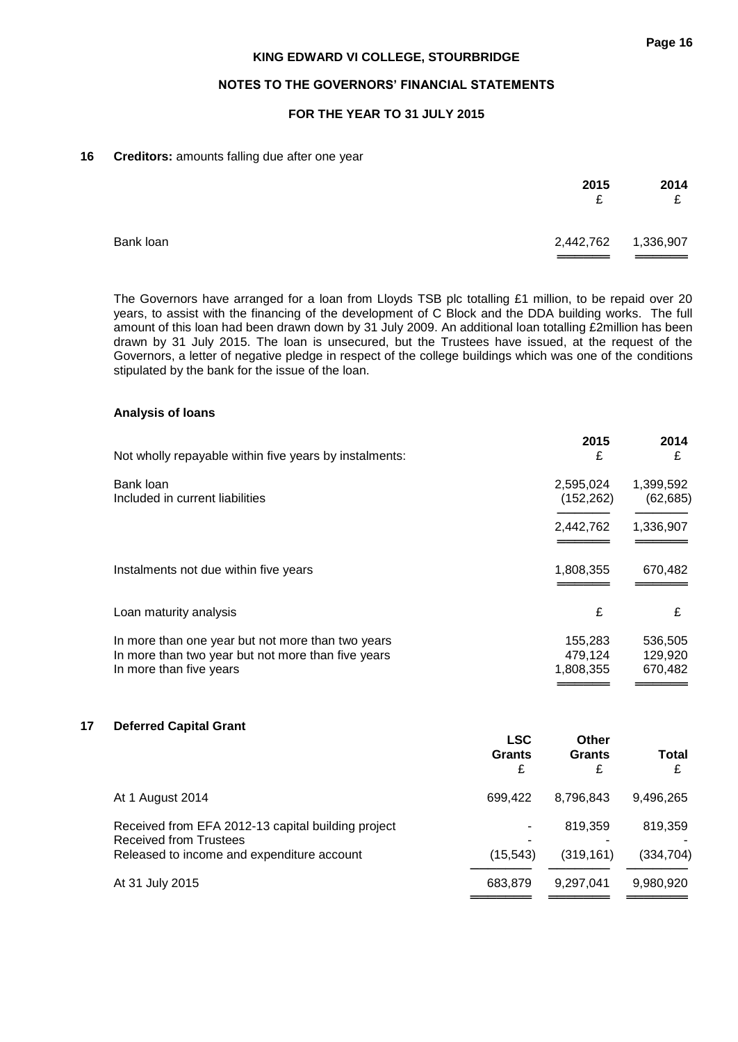## 16 Creditors: amounts falling due after one year

| | 2015 £ | 2014 £ |
|---|---|---|
| Bank loan | 2,442,762 | 1,336,907 |

The Governors have arranged for a loan from Lloyds TSB plc totalling £1 million, to be repaid over 20 years, to assist with the financing of the development of C Block and the DDA building works. The full amount of this loan had been drawn down by 31 July 2009. An additional loan totalling £2million has been drawn by 31 July 2015. The loan is unsecured, but the Trustees have issued, at the request of the Governors, a letter of negative pledge in respect of the college buildings which was one of the conditions stipulated by the bank for the issue of the loan.

### Analysis of loans

| Not wholly repayable within five years by instalments: | 2015 £ | 2014 £ |
|---|---|---|
| Bank loan | 2,595,024 | 1,399,592 |
| Included in current liabilities | (152,262) | (62,685) |
| | 2,442,762 | 1,336,907 |
| Instalments not due within five years | 1,808,355 | 670,482 |
| Loan maturity analysis | £ | £ |
| In more than one year but not more than two years | 155,283 | 536,505 |
| In more than two year but not more than five years | 479,124 | 129,920 |
| In more than five years | 1,808,355 | 670,482 |

## 17 Deferred Capital Grant

| | LSC Grants £ | Other Grants £ | Total £ |
|---|---|---|---|
| At 1 August 2014 | 699,422 | 8,796,843 | 9,496,265 |
| Received from EFA 2012-13 capital building project | - | 819,359 | 819,359 |
| Received from Trustees | - | - | - |
| Released to income and expenditure account | (15,543) | (319,161) | (334,704) |
| At 31 July 2015 | 683,879 | 9,297,041 | 9,980,920 |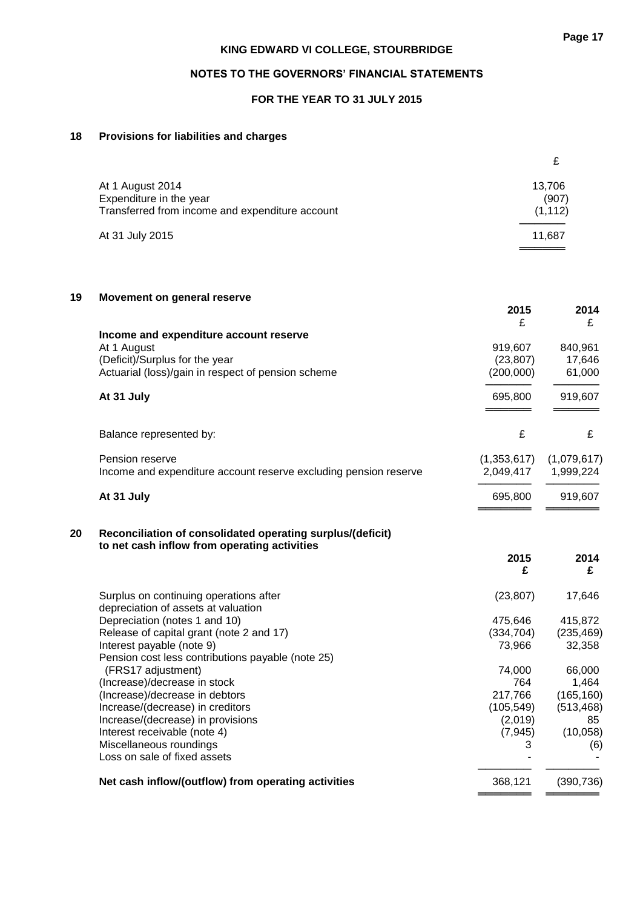**KING EDWARD VI COLLEGE, STOURBRIDGE**

**NOTES TO THE GOVERNORS' FINANCIAL STATEMENTS**

**FOR THE YEAR TO 31 JULY 2015**

## 18 Provisions for liabilities and charges

| | £ |
|---|---|
| At 1 August 2014 | 13,706 |
| Expenditure in the year | (907) |
| Transferred from income and expenditure account | (1,112) |
| At 31 July 2015 | 11,687 |

## 19 Movement on general reserve

| | 2015 £ | 2014 £ |
|---|---|---|
| **Income and expenditure account reserve** | | |
| At 1 August | 919,607 | 840,961 |
| (Deficit)/Surplus for the year | (23,807) | 17,646 |
| Actuarial (loss)/gain in respect of pension scheme | (200,000) | 61,000 |
| **At 31 July** | 695,800 | 919,607 |
| | | |
| Balance represented by: | £ | £ |
| Pension reserve | (1,353,617) | (1,079,617) |
| Income and expenditure account reserve excluding pension reserve | 2,049,417 | 1,999,224 |
| **At 31 July** | 695,800 | 919,607 |

## 20 Reconciliation of consolidated operating surplus/(deficit) to net cash inflow from operating activities

| | 2015 £ | 2014 £ |
|---|---|---|
| Surplus on continuing operations after depreciation of assets at valuation | (23,807) | 17,646 |
| Depreciation (notes 1 and 10) | 475,646 | 415,872 |
| Release of capital grant (note 2 and 17) | (334,704) | (235,469) |
| Interest payable (note 9) | 73,966 | 32,358 |
| Pension cost less contributions payable (note 25) (FRS17 adjustment) | 74,000 | 66,000 |
| (Increase)/decrease in stock | 764 | 1,464 |
| (Increase)/decrease in debtors | 217,766 | (165,160) |
| Increase/(decrease) in creditors | (105,549) | (513,468) |
| Increase/(decrease) in provisions | (2,019) | 85 |
| Interest receivable (note 4) | (7,945) | (10,058) |
| Miscellaneous roundings | 3 | (6) |
| Loss on sale of fixed assets | - | - |
| **Net cash inflow/(outflow) from operating activities** | 368,121 | (390,736) |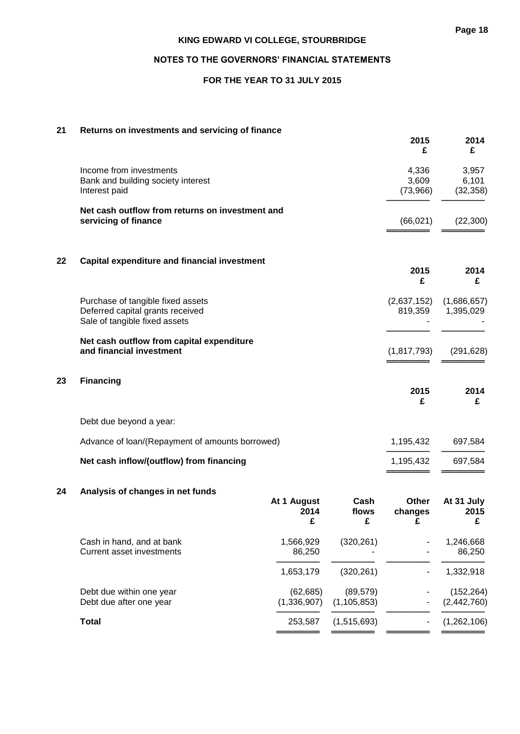# KING EDWARD VI COLLEGE, STOURBRIDGE

## NOTES TO THE GOVERNORS' FINANCIAL STATEMENTS

## FOR THE YEAR TO 31 JULY 2015

### 21 Returns on investments and servicing of finance

| | 2015 £ | 2014 £ |
|---|---|---|
| Income from investments | 4,336 | 3,957 |
| Bank and building society interest | 3,609 | 6,101 |
| Interest paid | (73,966) | (32,358) |
| **Net cash outflow from returns on investment and servicing of finance** | (66,021) | (22,300) |

### 22 Capital expenditure and financial investment

| | 2015 £ | 2014 £ |
|---|---|---|
| Purchase of tangible fixed assets | (2,637,152) | (1,686,657) |
| Deferred capital grants received | 819,359 | 1,395,029 |
| Sale of tangible fixed assets | - | - |
| **Net cash outflow from capital expenditure and financial investment** | (1,817,793) | (291,628) |

### 23 Financing

| | 2015 £ | 2014 £ |
|---|---|---|
| Debt due beyond a year: | | |
| Advance of loan/(Repayment of amounts borrowed) | 1,195,432 | 697,584 |
| **Net cash inflow/(outflow) from financing** | 1,195,432 | 697,584 |

### 24 Analysis of changes in net funds

| | At 1 August 2014 £ | Cash flows £ | Other changes £ | At 31 July 2015 £ |
|---|---|---|---|---|
| Cash in hand, and at bank | 1,566,929 | (320,261) | - | 1,246,668 |
| Current asset investments | 86,250 | - | - | 86,250 |
| | 1,653,179 | (320,261) | - | 1,332,918 |
| Debt due within one year | (62,685) | (89,579) | - | (152,264) |
| Debt due after one year | (1,336,907) | (1,105,853) | - | (2,442,760) |
| **Total** | 253,587 | (1,515,693) | - | (1,262,106) |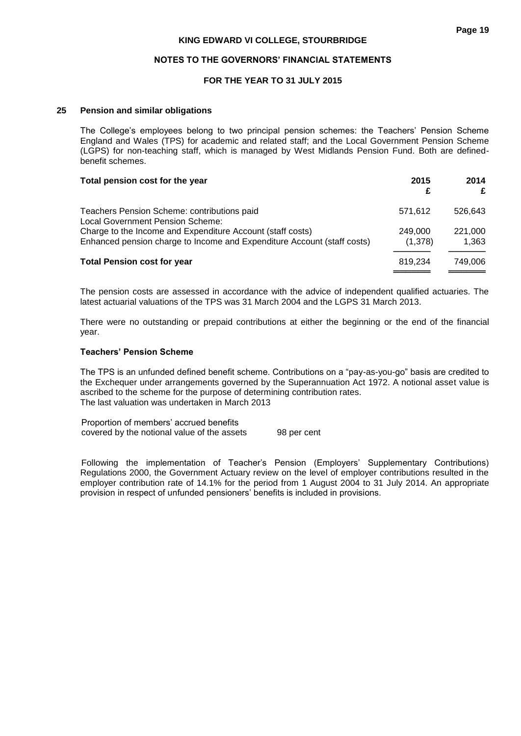## 25 Pension and similar obligations

The College's employees belong to two principal pension schemes: the Teachers' Pension Scheme England and Wales (TPS) for academic and related staff; and the Local Government Pension Scheme (LGPS) for non-teaching staff, which is managed by West Midlands Pension Fund. Both are defined-benefit schemes.

| **Total pension cost for the year** | **2015 £** | **2014 £** |
|---|---|---|
| Teachers Pension Scheme: contributions paid | 571,612 | 526,643 |
| Local Government Pension Scheme: | | |
| Charge to the Income and Expenditure Account (staff costs) | 249,000 | 221,000 |
| Enhanced pension charge to Income and Expenditure Account (staff costs) | (1,378) | 1,363 |
| **Total Pension cost for year** | 819,234 | 749,006 |

The pension costs are assessed in accordance with the advice of independent qualified actuaries. The latest actuarial valuations of the TPS was 31 March 2004 and the LGPS 31 March 2013.

There were no outstanding or prepaid contributions at either the beginning or the end of the financial year.

### Teachers' Pension Scheme

The TPS is an unfunded defined benefit scheme. Contributions on a "pay-as-you-go" basis are credited to the Exchequer under arrangements governed by the Superannuation Act 1972. A notional asset value is ascribed to the scheme for the purpose of determining contribution rates.
The last valuation was undertaken in March 2013

| | |
|---|---|
| Proportion of members' accrued benefits covered by the notional value of the assets | 98 per cent |

Following the implementation of Teacher's Pension (Employers' Supplementary Contributions) Regulations 2000, the Government Actuary review on the level of employer contributions resulted in the employer contribution rate of 14.1% for the period from 1 August 2004 to 31 July 2014. An appropriate provision in respect of unfunded pensioners' benefits is included in provisions.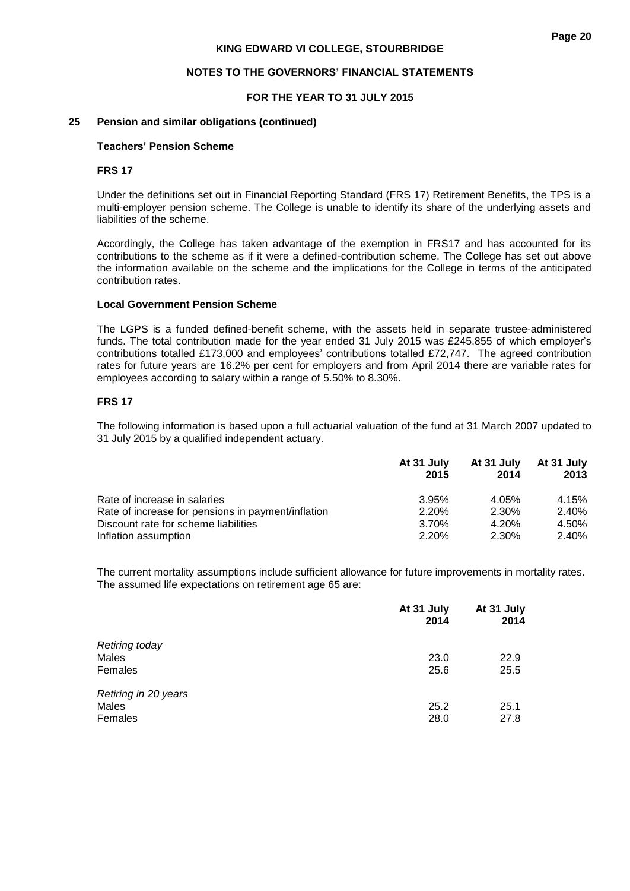## 25 Pension and similar obligations (continued)

### Teachers' Pension Scheme

#### FRS 17

Under the definitions set out in Financial Reporting Standard (FRS 17) Retirement Benefits, the TPS is a multi-employer pension scheme. The College is unable to identify its share of the underlying assets and liabilities of the scheme.

Accordingly, the College has taken advantage of the exemption in FRS17 and has accounted for its contributions to the scheme as if it were a defined-contribution scheme. The College has set out above the information available on the scheme and the implications for the College in terms of the anticipated contribution rates.

### Local Government Pension Scheme

The LGPS is a funded defined-benefit scheme, with the assets held in separate trustee-administered funds. The total contribution made for the year ended 31 July 2015 was £245,855 of which employer's contributions totalled £173,000 and employees' contributions totalled £72,747. The agreed contribution rates for future years are 16.2% per cent for employers and from April 2014 there are variable rates for employees according to salary within a range of 5.50% to 8.30%.

#### FRS 17

The following information is based upon a full actuarial valuation of the fund at 31 March 2007 updated to 31 July 2015 by a qualified independent actuary.

| | At 31 July 2015 | At 31 July 2014 | At 31 July 2013 |
|---|---|---|---|
| Rate of increase in salaries | 3.95% | 4.05% | 4.15% |
| Rate of increase for pensions in payment/inflation | 2.20% | 2.30% | 2.40% |
| Discount rate for scheme liabilities | 3.70% | 4.20% | 4.50% |
| Inflation assumption | 2.20% | 2.30% | 2.40% |

The current mortality assumptions include sufficient allowance for future improvements in mortality rates. The assumed life expectations on retirement age 65 are:

| | At 31 July 2014 | At 31 July 2014 |
|---|---|---|
| *Retiring today* | | |
| Males | 23.0 | 22.9 |
| Females | 25.6 | 25.5 |
| *Retiring in 20 years* | | |
| Males | 25.2 | 25.1 |
| Females | 28.0 | 27.8 |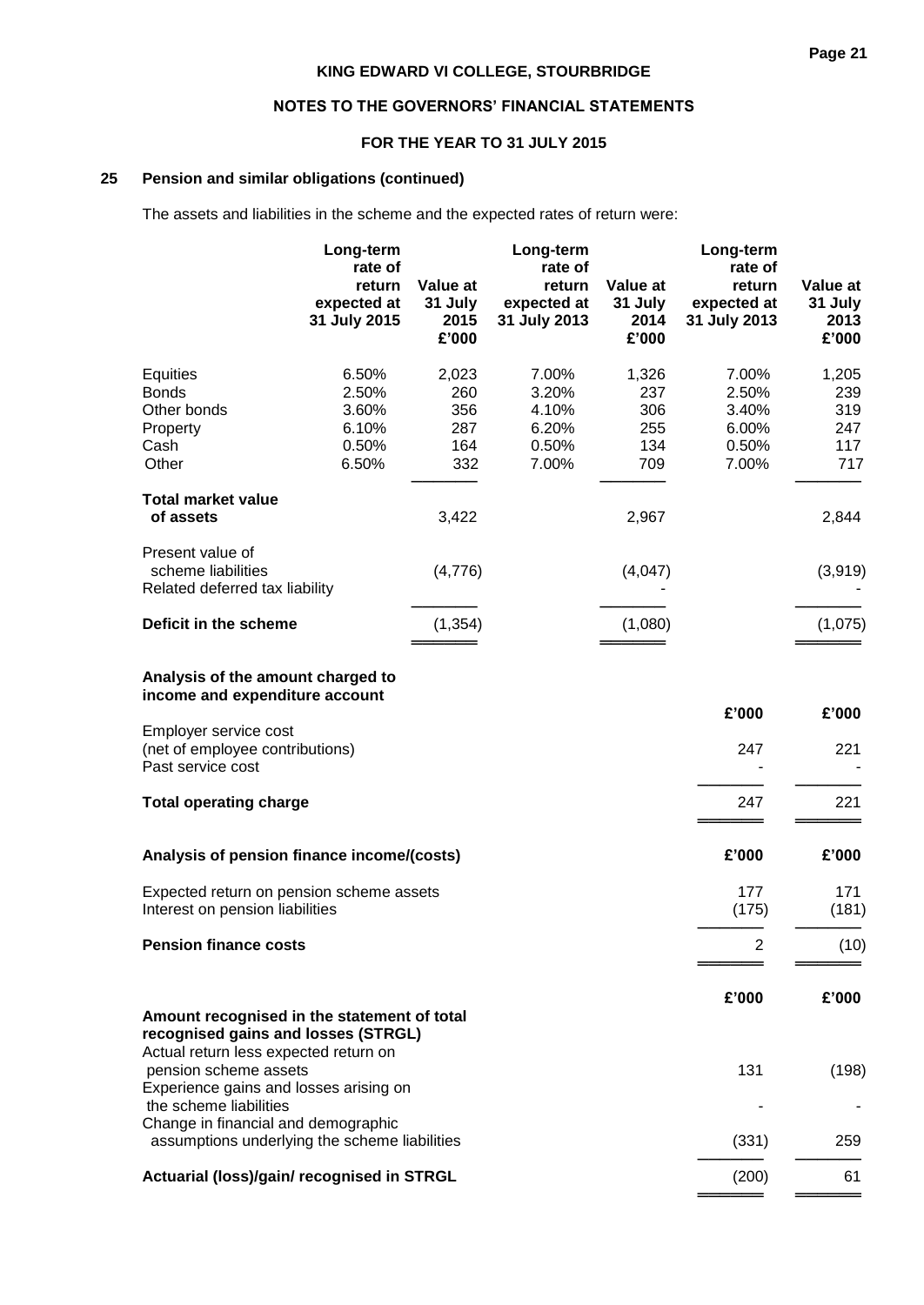### 25 Pension and similar obligations (continued)

The assets and liabilities in the scheme and the expected rates of return were:

| | Long-term rate of return expected at 31 July 2015 | Value at 31 July 2015 £'000 | Long-term rate of return expected at 31 July 2013 | Value at 31 July 2014 £'000 | Long-term rate of return expected at 31 July 2013 | Value at 31 July 2013 £'000 |
|---|---|---|---|---|---|---|
| Equities | 6.50% | 2,023 | 7.00% | 1,326 | 7.00% | 1,205 |
| Bonds | 2.50% | 260 | 3.20% | 237 | 2.50% | 239 |
| Other bonds | 3.60% | 356 | 4.10% | 306 | 3.40% | 319 |
| Property | 6.10% | 287 | 6.20% | 255 | 6.00% | 247 |
| Cash | 0.50% | 164 | 0.50% | 134 | 0.50% | 117 |
| Other | 6.50% | 332 | 7.00% | 709 | 7.00% | 717 |
| **Total market value of assets** | | 3,422 | | 2,967 | | 2,844 |
| Present value of scheme liabilities | | (4,776) | | (4,047) | | (3,919) |
| Related deferred tax liability | | - | | - | | - |
| **Deficit in the scheme** | | (1,354) | | (1,080) | | (1,075) |

**Analysis of the amount charged to income and expenditure account**

| | £'000 | £'000 |
|---|---|---|
| Employer service cost (net of employee contributions) | 247 | 221 |
| Past service cost | - | - |
| **Total operating charge** | 247 | 221 |

| **Analysis of pension finance income/(costs)** | £'000 | £'000 |
|---|---|---|
| Expected return on pension scheme assets | 177 | 171 |
| Interest on pension liabilities | (175) | (181) |
| **Pension finance costs** | 2 | (10) |

| **Amount recognised in the statement of total recognised gains and losses (STRGL)** | £'000 | £'000 |
|---|---|---|
| Actual return less expected return on pension scheme assets | 131 | (198) |
| Experience gains and losses arising on the scheme liabilities | - | - |
| Change in financial and demographic assumptions underlying the scheme liabilities | (331) | 259 |
| **Actuarial (loss)/gain/ recognised in STRGL** | (200) | 61 |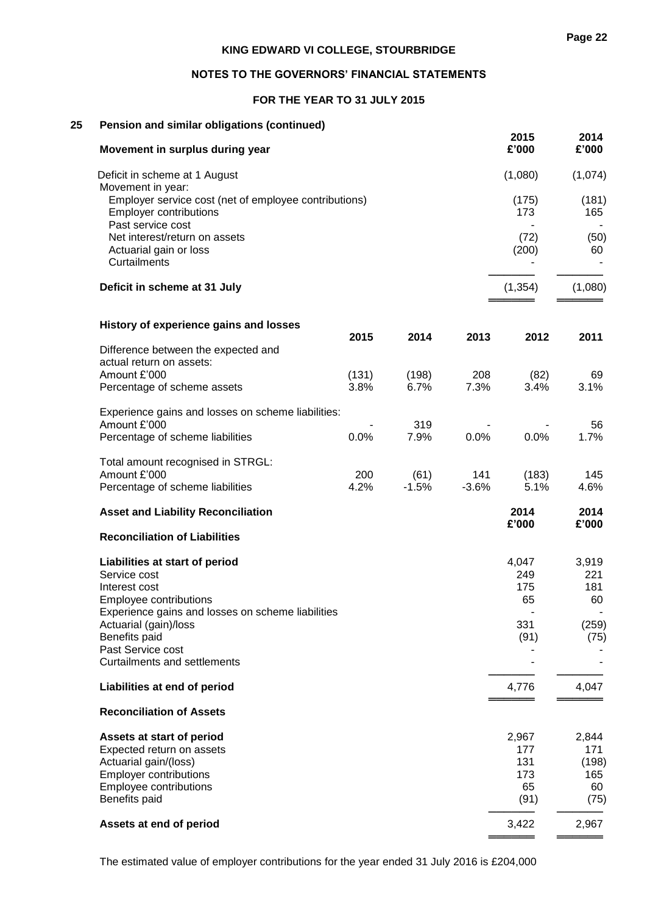## 25 Pension and similar obligations (continued)

| Movement in surplus during year | 2015 £'000 | 2014 £'000 |
|---|---|---|
| Deficit in scheme at 1 August | (1,080) | (1,074) |
| Movement in year: | | |
| Employer service cost (net of employee contributions) | (175) | (181) |
| Employer contributions | 173 | 165 |
| Past service cost | - | - |
| Net interest/return on assets | (72) | (50) |
| Actuarial gain or loss | (200) | 60 |
| Curtailments | - | - |
| **Deficit in scheme at 31 July** | (1,354) | (1,080) |

**History of experience gains and losses**

| | 2015 | 2014 | 2013 | 2012 | 2011 |
|---|---|---|---|---|---|
| Difference between the expected and actual return on assets: | | | | | |
| Amount £'000 | (131) | (198) | 208 | (82) | 69 |
| Percentage of scheme assets | 3.8% | 6.7% | 7.3% | 3.4% | 3.1% |
| Experience gains and losses on scheme liabilities: | | | | | |
| Amount £'000 | - | 319 | - | - | 56 |
| Percentage of scheme liabilities | 0.0% | 7.9% | 0.0% | 0.0% | 1.7% |
| Total amount recognised in STRGL: | | | | | |
| Amount £'000 | 200 | (61) | 141 | (183) | 145 |
| Percentage of scheme liabilities | 4.2% | -1.5% | -3.6% | 5.1% | 4.6% |

**Asset and Liability Reconciliation**

| Reconciliation of Liabilities | 2014 £'000 | 2014 £'000 |
|---|---|---|
| **Liabilities at start of period** | 4,047 | 3,919 |
| Service cost | 249 | 221 |
| Interest cost | 175 | 181 |
| Employee contributions | 65 | 60 |
| Experience gains and losses on scheme liabilities | - | - |
| Actuarial (gain)/loss | 331 | (259) |
| Benefits paid | (91) | (75) |
| Past Service cost | - | - |
| Curtailments and settlements | - | - |
| **Liabilities at end of period** | 4,776 | 4,047 |

| Reconciliation of Assets | | |
|---|---|---|
| **Assets at start of period** | 2,967 | 2,844 |
| Expected return on assets | 177 | 171 |
| Actuarial gain/(loss) | 131 | (198) |
| Employer contributions | 173 | 165 |
| Employee contributions | 65 | 60 |
| Benefits paid | (91) | (75) |
| **Assets at end of period** | 3,422 | 2,967 |

The estimated value of employer contributions for the year ended 31 July 2016 is £204,000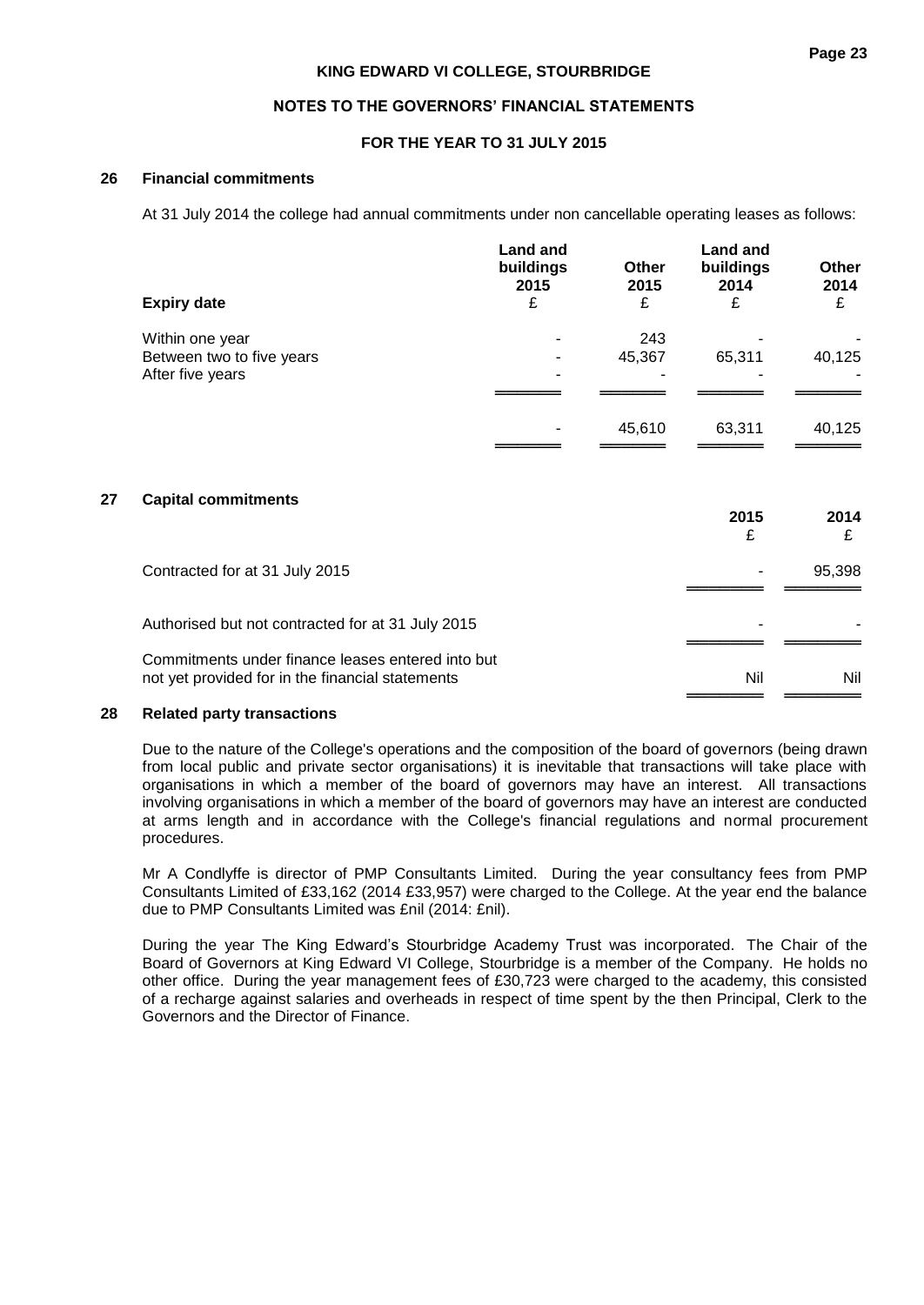### 26 Financial commitments

At 31 July 2014 the college had annual commitments under non cancellable operating leases as follows:

| Expiry date | Land and buildings 2015 £ | Other 2015 £ | Land and buildings 2014 £ | Other 2014 £ |
|---|---|---|---|---|
| Within one year | - | 243 | - | - |
| Between two to five years | - | 45,367 | 65,311 | 40,125 |
| After five years | - | - | - | - |
| | - | 45,610 | 63,311 | 40,125 |

### 27 Capital commitments

| | 2015 £ | 2014 £ |
|---|---|---|
| Contracted for at 31 July 2015 | - | 95,398 |
| Authorised but not contracted for at 31 July 2015 | - | - |
| Commitments under finance leases entered into but not yet provided for in the financial statements | Nil | Nil |

### 28 Related party transactions

Due to the nature of the College's operations and the composition of the board of governors (being drawn from local public and private sector organisations) it is inevitable that transactions will take place with organisations in which a member of the board of governors may have an interest. All transactions involving organisations in which a member of the board of governors may have an interest are conducted at arms length and in accordance with the College's financial regulations and normal procurement procedures.

Mr A Condlyffe is director of PMP Consultants Limited. During the year consultancy fees from PMP Consultants Limited of £33,162 (2014 £33,957) were charged to the College. At the year end the balance due to PMP Consultants Limited was £nil (2014: £nil).

During the year The King Edward's Stourbridge Academy Trust was incorporated. The Chair of the Board of Governors at King Edward VI College, Stourbridge is a member of the Company. He holds no other office. During the year management fees of £30,723 were charged to the academy, this consisted of a recharge against salaries and overheads in respect of time spent by the then Principal, Clerk to the Governors and the Director of Finance.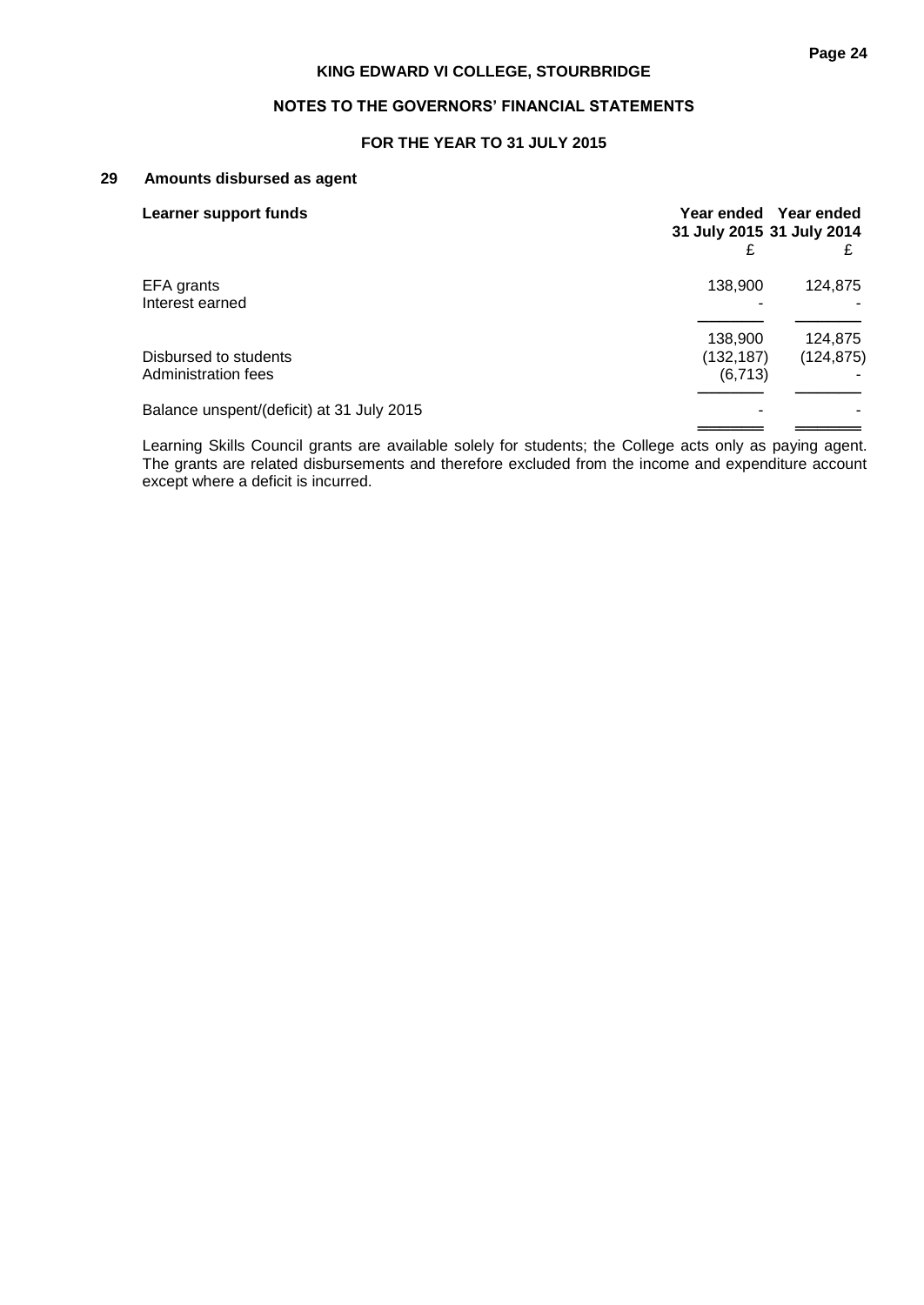## 29 Amounts disbursed as agent

| Learner support funds | Year ended 31 July 2015 | Year ended 31 July 2014 |
|---|---|---|
| | £ | £ |
| EFA grants | 138,900 | 124,875 |
| Interest earned | - | - |
| | 138,900 | 124,875 |
| Disbursed to students | (132,187) | (124,875) |
| Administration fees | (6,713) | - |
| Balance unspent/(deficit) at 31 July 2015 | - | - |

Learning Skills Council grants are available solely for students; the College acts only as paying agent. The grants are related disbursements and therefore excluded from the income and expenditure account except where a deficit is incurred.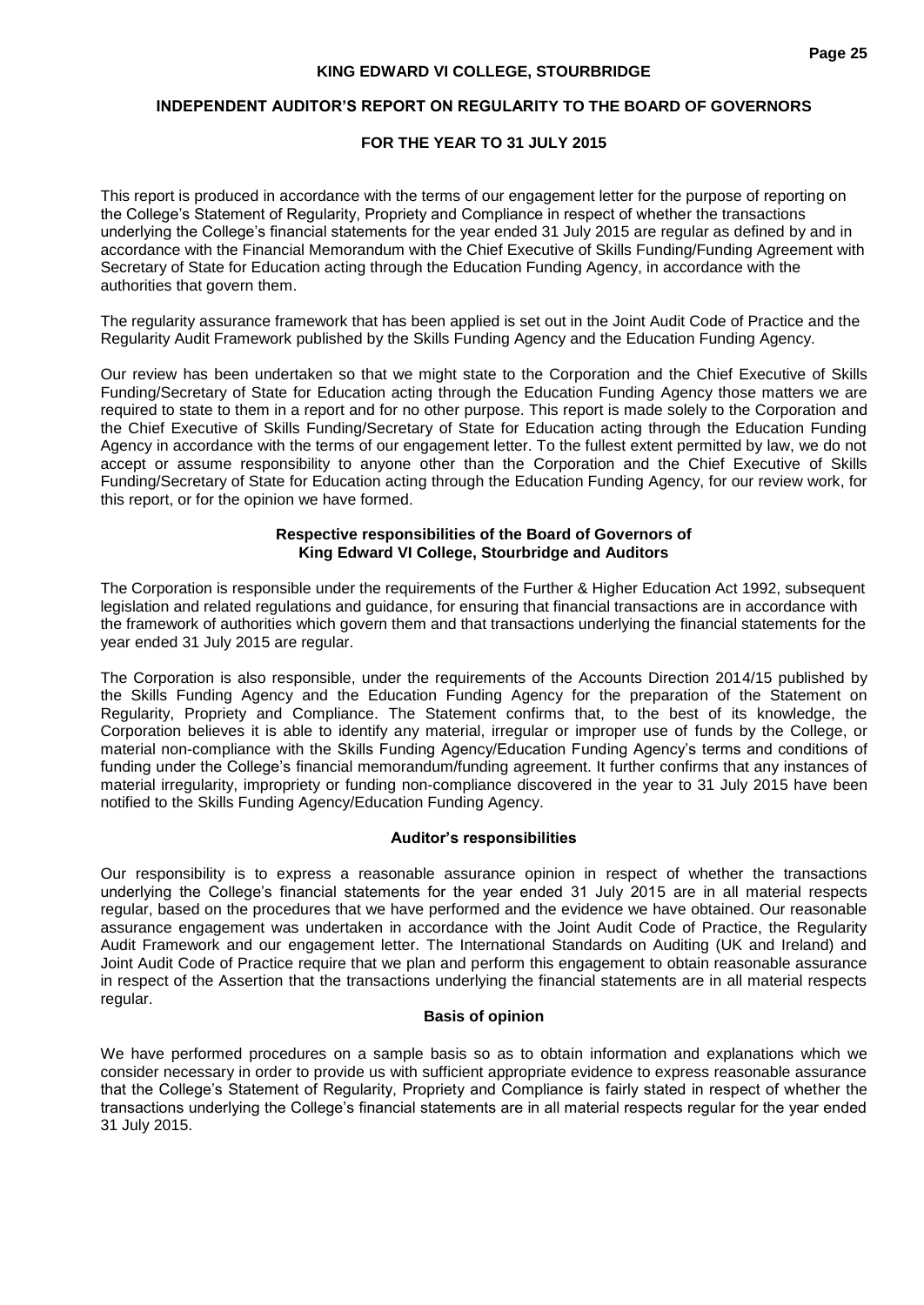# KING EDWARD VI COLLEGE, STOURBRIDGE

## INDEPENDENT AUDITOR'S REPORT ON REGULARITY TO THE BOARD OF GOVERNORS

## FOR THE YEAR TO 31 JULY 2015

This report is produced in accordance with the terms of our engagement letter for the purpose of reporting on the College's Statement of Regularity, Propriety and Compliance in respect of whether the transactions underlying the College's financial statements for the year ended 31 July 2015 are regular as defined by and in accordance with the Financial Memorandum with the Chief Executive of Skills Funding/Funding Agreement with Secretary of State for Education acting through the Education Funding Agency, in accordance with the authorities that govern them.

The regularity assurance framework that has been applied is set out in the Joint Audit Code of Practice and the Regularity Audit Framework published by the Skills Funding Agency and the Education Funding Agency.

Our review has been undertaken so that we might state to the Corporation and the Chief Executive of Skills Funding/Secretary of State for Education acting through the Education Funding Agency those matters we are required to state to them in a report and for no other purpose. This report is made solely to the Corporation and the Chief Executive of Skills Funding/Secretary of State for Education acting through the Education Funding Agency in accordance with the terms of our engagement letter. To the fullest extent permitted by law, we do not accept or assume responsibility to anyone other than the Corporation and the Chief Executive of Skills Funding/Secretary of State for Education acting through the Education Funding Agency, for our review work, for this report, or for the opinion we have formed.

### Respective responsibilities of the Board of Governors of King Edward VI College, Stourbridge and Auditors

The Corporation is responsible under the requirements of the Further & Higher Education Act 1992, subsequent legislation and related regulations and guidance, for ensuring that financial transactions are in accordance with the framework of authorities which govern them and that transactions underlying the financial statements for the year ended 31 July 2015 are regular.

The Corporation is also responsible, under the requirements of the Accounts Direction 2014/15 published by the Skills Funding Agency and the Education Funding Agency for the preparation of the Statement on Regularity, Propriety and Compliance. The Statement confirms that, to the best of its knowledge, the Corporation believes it is able to identify any material, irregular or improper use of funds by the College, or material non-compliance with the Skills Funding Agency/Education Funding Agency's terms and conditions of funding under the College's financial memorandum/funding agreement. It further confirms that any instances of material irregularity, impropriety or funding non-compliance discovered in the year to 31 July 2015 have been notified to the Skills Funding Agency/Education Funding Agency.

### Auditor's responsibilities

Our responsibility is to express a reasonable assurance opinion in respect of whether the transactions underlying the College's financial statements for the year ended 31 July 2015 are in all material respects regular, based on the procedures that we have performed and the evidence we have obtained. Our reasonable assurance engagement was undertaken in accordance with the Joint Audit Code of Practice, the Regularity Audit Framework and our engagement letter. The International Standards on Auditing (UK and Ireland) and Joint Audit Code of Practice require that we plan and perform this engagement to obtain reasonable assurance in respect of the Assertion that the transactions underlying the financial statements are in all material respects regular.

### Basis of opinion

We have performed procedures on a sample basis so as to obtain information and explanations which we consider necessary in order to provide us with sufficient appropriate evidence to express reasonable assurance that the College's Statement of Regularity, Propriety and Compliance is fairly stated in respect of whether the transactions underlying the College's financial statements are in all material respects regular for the year ended 31 July 2015.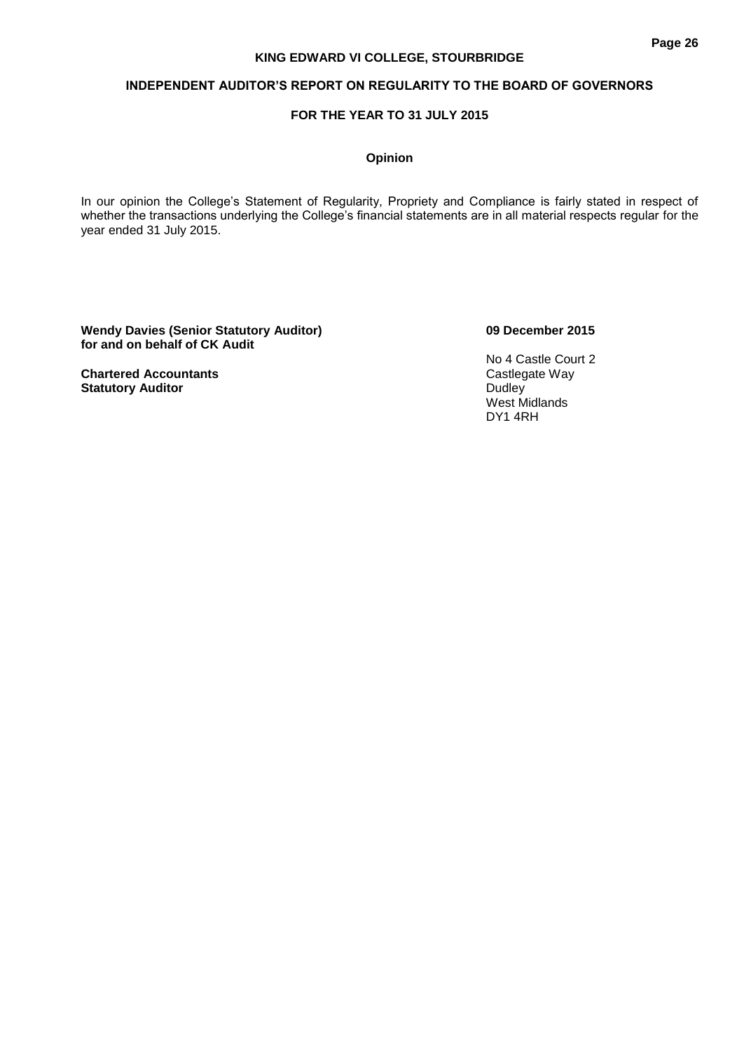## KING EDWARD VI COLLEGE, STOURBRIDGE

## INDEPENDENT AUDITOR'S REPORT ON REGULARITY TO THE BOARD OF GOVERNORS

## FOR THE YEAR TO 31 JULY 2015

### Opinion

In our opinion the College's Statement of Regularity, Propriety and Compliance is fairly stated in respect of whether the transactions underlying the College's financial statements are in all material respects regular for the year ended 31 July 2015.

**Wendy Davies (Senior Statutory Auditor)**
**for and on behalf of CK Audit**

**Chartered Accountants**
**Statutory Auditor**

**09 December 2015**

No 4 Castle Court 2
Castlegate Way
Dudley
West Midlands
DY1 4RH